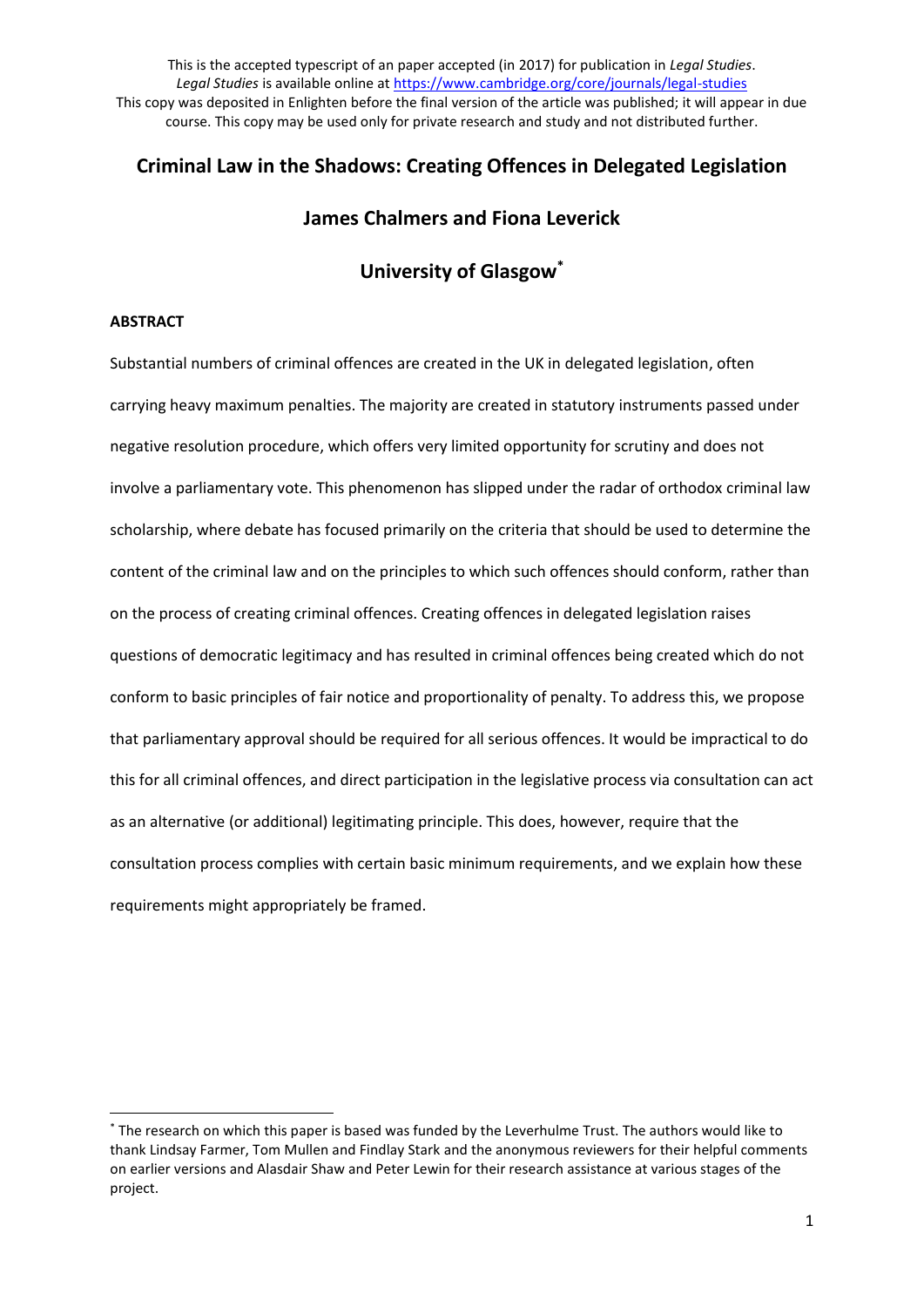This is the accepted typescript of an paper accepted (in 2017) for publication in *Legal Studies*. *Legal Studies* is available online at https://www.cambridge.org/core/journals/legal-studies
This copy was deposited in Enlighten before the final version of the article was published; it will appear in due course. This copy may be used only for private research and study and not distributed further.

# Criminal Law in the Shadows: Creating Offences in Delegated Legislation

## James Chalmers and Fiona Leverick

## University of Glasgow*

**ABSTRACT**

Substantial numbers of criminal offences are created in the UK in delegated legislation, often carrying heavy maximum penalties. The majority are created in statutory instruments passed under negative resolution procedure, which offers very limited opportunity for scrutiny and does not involve a parliamentary vote. This phenomenon has slipped under the radar of orthodox criminal law scholarship, where debate has focused primarily on the criteria that should be used to determine the content of the criminal law and on the principles to which such offences should conform, rather than on the process of creating criminal offences. Creating offences in delegated legislation raises questions of democratic legitimacy and has resulted in criminal offences being created which do not conform to basic principles of fair notice and proportionality of penalty. To address this, we propose that parliamentary approval should be required for all serious offences. It would be impractical to do this for all criminal offences, and direct participation in the legislative process via consultation can act as an alternative (or additional) legitimating principle. This does, however, require that the consultation process complies with certain basic minimum requirements, and we explain how these requirements might appropriately be framed.

---

* The research on which this paper is based was funded by the Leverhulme Trust. The authors would like to thank Lindsay Farmer, Tom Mullen and Findlay Stark and the anonymous reviewers for their helpful comments on earlier versions and Alasdair Shaw and Peter Lewin for their research assistance at various stages of the project.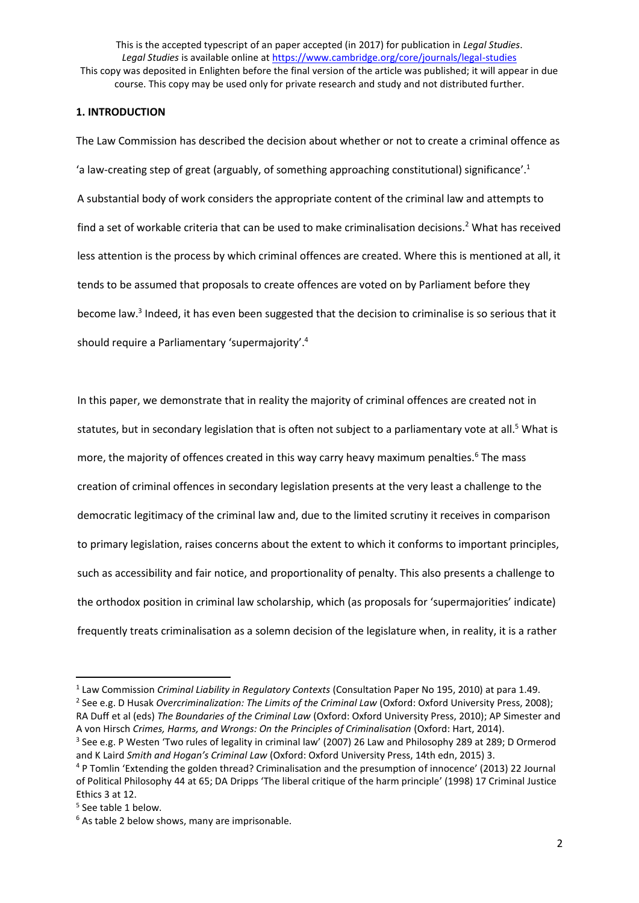This is the accepted typescript of an paper accepted (in 2017) for publication in *Legal Studies*. *Legal Studies* is available online at https://www.cambridge.org/core/journals/legal-studies
This copy was deposited in Enlighten before the final version of the article was published; it will appear in due course. This copy may be used only for private research and study and not distributed further.

## 1. INTRODUCTION

The Law Commission has described the decision about whether or not to create a criminal offence as 'a law-creating step of great (arguably, of something approaching constitutional) significance'.[1] A substantial body of work considers the appropriate content of the criminal law and attempts to find a set of workable criteria that can be used to make criminalisation decisions.[2] What has received less attention is the process by which criminal offences are created. Where this is mentioned at all, it tends to be assumed that proposals to create offences are voted on by Parliament before they become law.[3] Indeed, it has even been suggested that the decision to criminalise is so serious that it should require a Parliamentary 'supermajority'.[4]

In this paper, we demonstrate that in reality the majority of criminal offences are created not in statutes, but in secondary legislation that is often not subject to a parliamentary vote at all.[5] What is more, the majority of offences created in this way carry heavy maximum penalties.[6] The mass creation of criminal offences in secondary legislation presents at the very least a challenge to the democratic legitimacy of the criminal law and, due to the limited scrutiny it receives in comparison to primary legislation, raises concerns about the extent to which it conforms to important principles, such as accessibility and fair notice, and proportionality of penalty. This also presents a challenge to the orthodox position in criminal law scholarship, which (as proposals for 'supermajorities' indicate) frequently treats criminalisation as a solemn decision of the legislature when, in reality, it is a rather

---

[1] Law Commission *Criminal Liability in Regulatory Contexts* (Consultation Paper No 195, 2010) at para 1.49.

[2] See e.g. D Husak *Overcriminalization: The Limits of the Criminal Law* (Oxford: Oxford University Press, 2008); RA Duff et al (eds) *The Boundaries of the Criminal Law* (Oxford: Oxford University Press, 2010); AP Simester and A von Hirsch *Crimes, Harms, and Wrongs: On the Principles of Criminalisation* (Oxford: Hart, 2014).

[3] See e.g. P Westen 'Two rules of legality in criminal law' (2007) 26 Law and Philosophy 289 at 289; D Ormerod and K Laird *Smith and Hogan's Criminal Law* (Oxford: Oxford University Press, 14th edn, 2015) 3.

[4] P Tomlin 'Extending the golden thread? Criminalisation and the presumption of innocence' (2013) 22 Journal of Political Philosophy 44 at 65; DA Dripps 'The liberal critique of the harm principle' (1998) 17 Criminal Justice Ethics 3 at 12.

[5] See table 1 below.

[6] As table 2 below shows, many are imprisonable.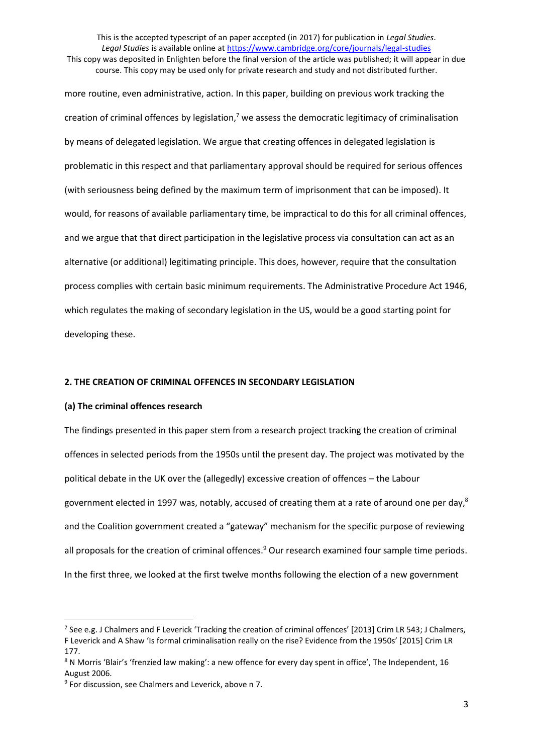more routine, even administrative, action. In this paper, building on previous work tracking the creation of criminal offences by legislation,[7] we assess the democratic legitimacy of criminalisation by means of delegated legislation. We argue that creating offences in delegated legislation is problematic in this respect and that parliamentary approval should be required for serious offences (with seriousness being defined by the maximum term of imprisonment that can be imposed). It would, for reasons of available parliamentary time, be impractical to do this for all criminal offences, and we argue that that direct participation in the legislative process via consultation can act as an alternative (or additional) legitimating principle. This does, however, require that the consultation process complies with certain basic minimum requirements. The Administrative Procedure Act 1946, which regulates the making of secondary legislation in the US, would be a good starting point for developing these.

## 2. THE CREATION OF CRIMINAL OFFENCES IN SECONDARY LEGISLATION

### (a) The criminal offences research

The findings presented in this paper stem from a research project tracking the creation of criminal offences in selected periods from the 1950s until the present day. The project was motivated by the political debate in the UK over the (allegedly) excessive creation of offences – the Labour government elected in 1997 was, notably, accused of creating them at a rate of around one per day,[8] and the Coalition government created a "gateway" mechanism for the specific purpose of reviewing all proposals for the creation of criminal offences.[9] Our research examined four sample time periods. In the first three, we looked at the first twelve months following the election of a new government

---

[7] See e.g. J Chalmers and F Leverick 'Tracking the creation of criminal offences' [2013] Crim LR 543; J Chalmers, F Leverick and A Shaw 'Is formal criminalisation really on the rise? Evidence from the 1950s' [2015] Crim LR 177.

[8] N Morris 'Blair's 'frenzied law making': a new offence for every day spent in office', The Independent, 16 August 2006.

[9] For discussion, see Chalmers and Leverick, above n 7.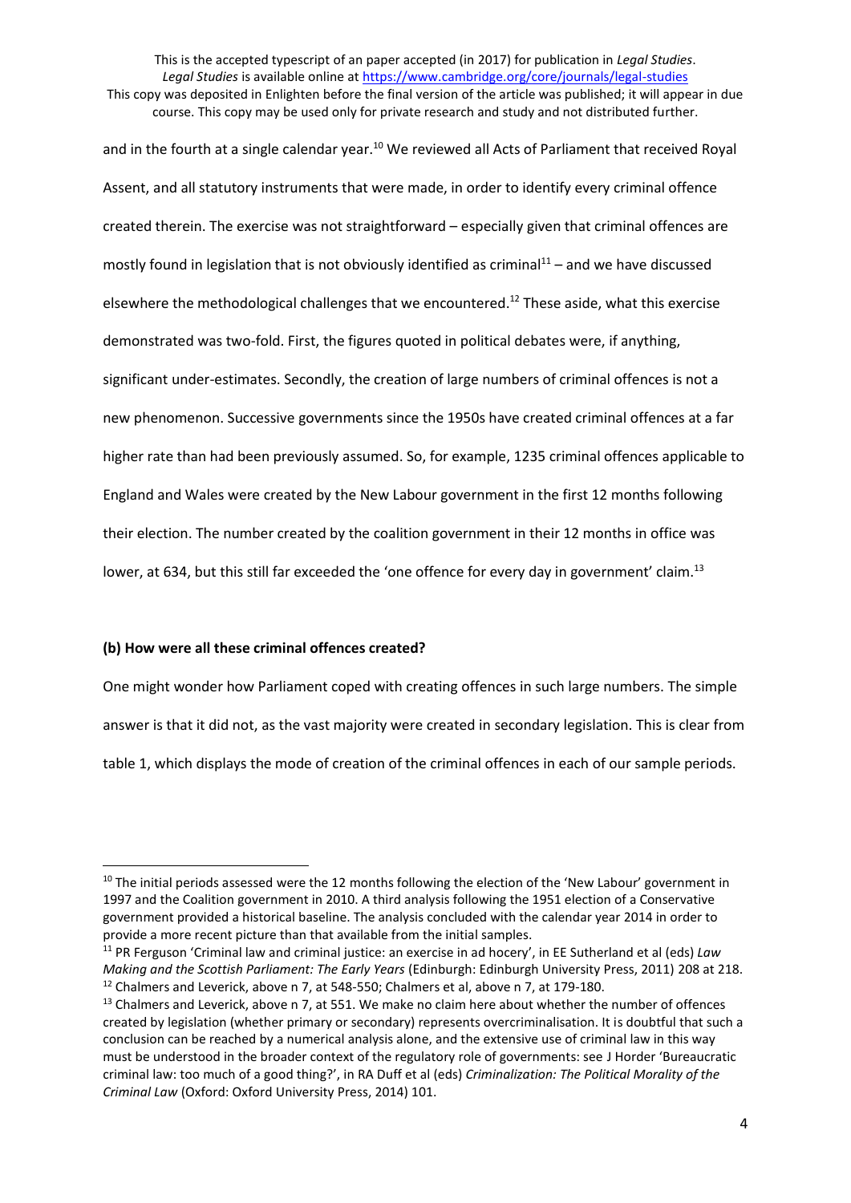and in the fourth at a single calendar year.[10] We reviewed all Acts of Parliament that received Royal Assent, and all statutory instruments that were made, in order to identify every criminal offence created therein. The exercise was not straightforward – especially given that criminal offences are mostly found in legislation that is not obviously identified as criminal[11] – and we have discussed elsewhere the methodological challenges that we encountered.[12] These aside, what this exercise demonstrated was two-fold. First, the figures quoted in political debates were, if anything, significant under-estimates. Secondly, the creation of large numbers of criminal offences is not a new phenomenon. Successive governments since the 1950s have created criminal offences at a far higher rate than had been previously assumed. So, for example, 1235 criminal offences applicable to England and Wales were created by the New Labour government in the first 12 months following their election. The number created by the coalition government in their 12 months in office was lower, at 634, but this still far exceeded the 'one offence for every day in government' claim.[13]

**(b) How were all these criminal offences created?**

One might wonder how Parliament coped with creating offences in such large numbers. The simple answer is that it did not, as the vast majority were created in secondary legislation. This is clear from table 1, which displays the mode of creation of the criminal offences in each of our sample periods.

---

[10] The initial periods assessed were the 12 months following the election of the 'New Labour' government in 1997 and the Coalition government in 2010. A third analysis following the 1951 election of a Conservative government provided a historical baseline. The analysis concluded with the calendar year 2014 in order to provide a more recent picture than that available from the initial samples.

[11] PR Ferguson 'Criminal law and criminal justice: an exercise in ad hocery', in EE Sutherland et al (eds) *Law Making and the Scottish Parliament: The Early Years* (Edinburgh: Edinburgh University Press, 2011) 208 at 218.

[12] Chalmers and Leverick, above n 7, at 548-550; Chalmers et al, above n 7, at 179-180.

[13] Chalmers and Leverick, above n 7, at 551. We make no claim here about whether the number of offences created by legislation (whether primary or secondary) represents overcriminalisation. It is doubtful that such a conclusion can be reached by a numerical analysis alone, and the extensive use of criminal law in this way must be understood in the broader context of the regulatory role of governments: see J Horder 'Bureaucratic criminal law: too much of a good thing?', in RA Duff et al (eds) *Criminalization: The Political Morality of the Criminal Law* (Oxford: Oxford University Press, 2014) 101.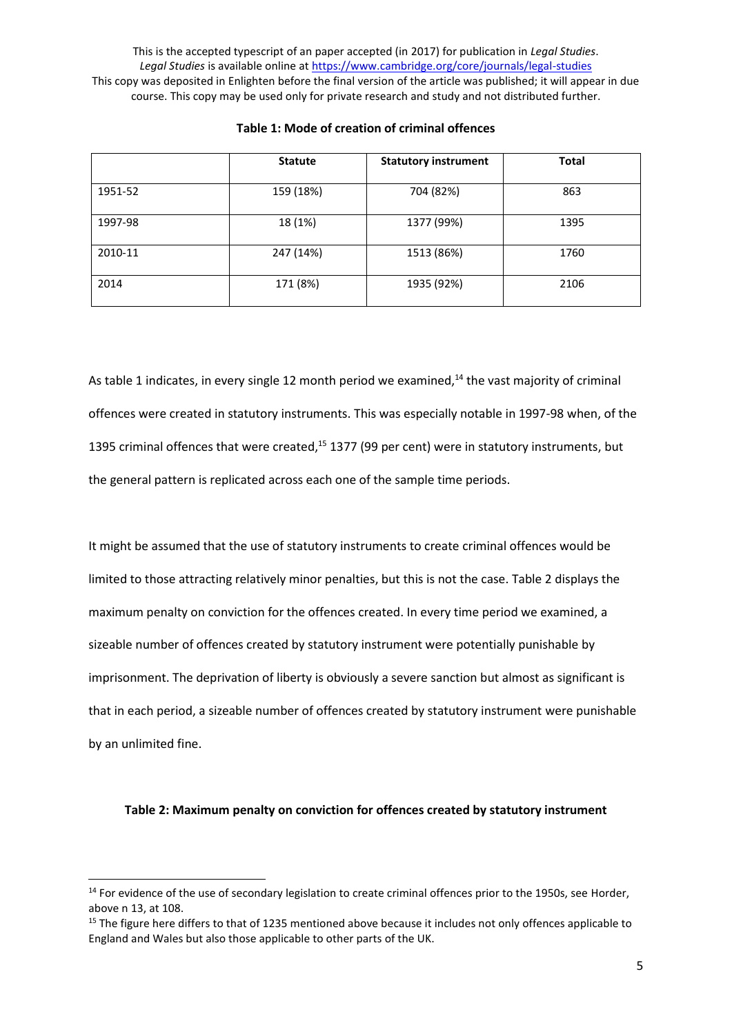This is the accepted typescript of an paper accepted (in 2017) for publication in *Legal Studies*. *Legal Studies* is available online at https://www.cambridge.org/core/journals/legal-studies
This copy was deposited in Enlighten before the final version of the article was published; it will appear in due course. This copy may be used only for private research and study and not distributed further.

**Table 1: Mode of creation of criminal offences**

| | Statute | Statutory instrument | Total |
|---|---|---|---|
| 1951-52 | 159 (18%) | 704 (82%) | 863 |
| 1997-98 | 18 (1%) | 1377 (99%) | 1395 |
| 2010-11 | 247 (14%) | 1513 (86%) | 1760 |
| 2014 | 171 (8%) | 1935 (92%) | 2106 |

As table 1 indicates, in every single 12 month period we examined,[14] the vast majority of criminal offences were created in statutory instruments. This was especially notable in 1997-98 when, of the 1395 criminal offences that were created,[15] 1377 (99 per cent) were in statutory instruments, but the general pattern is replicated across each one of the sample time periods.

It might be assumed that the use of statutory instruments to create criminal offences would be limited to those attracting relatively minor penalties, but this is not the case. Table 2 displays the maximum penalty on conviction for the offences created. In every time period we examined, a sizeable number of offences created by statutory instrument were potentially punishable by imprisonment. The deprivation of liberty is obviously a severe sanction but almost as significant is that in each period, a sizeable number of offences created by statutory instrument were punishable by an unlimited fine.

**Table 2: Maximum penalty on conviction for offences created by statutory instrument**

[14] For evidence of the use of secondary legislation to create criminal offences prior to the 1950s, see Horder, above n 13, at 108.

[15] The figure here differs to that of 1235 mentioned above because it includes not only offences applicable to England and Wales but also those applicable to other parts of the UK.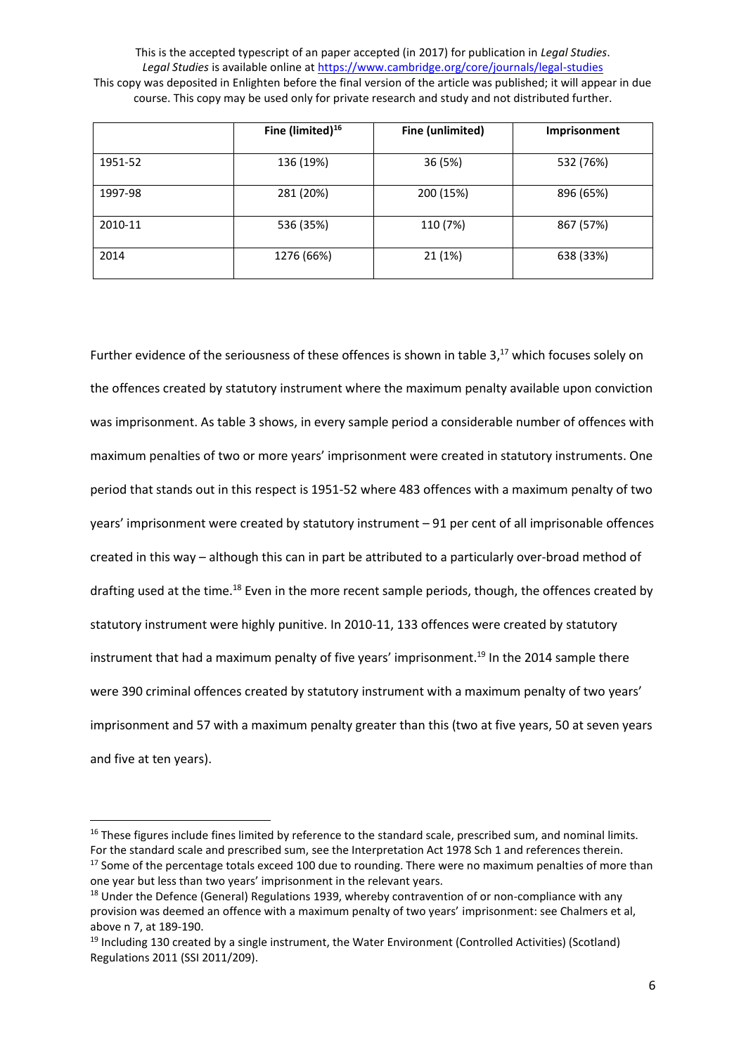|  | Fine (limited)[16] | Fine (unlimited) | Imprisonment |
|---|---|---|---|
| 1951-52 | 136 (19%) | 36 (5%) | 532 (76%) |
| 1997-98 | 281 (20%) | 200 (15%) | 896 (65%) |
| 2010-11 | 536 (35%) | 110 (7%) | 867 (57%) |
| 2014 | 1276 (66%) | 21 (1%) | 638 (33%) |

Further evidence of the seriousness of these offences is shown in table 3,[17] which focuses solely on the offences created by statutory instrument where the maximum penalty available upon conviction was imprisonment. As table 3 shows, in every sample period a considerable number of offences with maximum penalties of two or more years' imprisonment were created in statutory instruments. One period that stands out in this respect is 1951-52 where 483 offences with a maximum penalty of two years' imprisonment were created by statutory instrument – 91 per cent of all imprisonable offences created in this way – although this can in part be attributed to a particularly over-broad method of drafting used at the time.[18] Even in the more recent sample periods, though, the offences created by statutory instrument were highly punitive. In 2010-11, 133 offences were created by statutory instrument that had a maximum penalty of five years' imprisonment.[19] In the 2014 sample there were 390 criminal offences created by statutory instrument with a maximum penalty of two years' imprisonment and 57 with a maximum penalty greater than this (two at five years, 50 at seven years and five at ten years).

[16] These figures include fines limited by reference to the standard scale, prescribed sum, and nominal limits. For the standard scale and prescribed sum, see the Interpretation Act 1978 Sch 1 and references therein.

[17] Some of the percentage totals exceed 100 due to rounding. There were no maximum penalties of more than one year but less than two years' imprisonment in the relevant years.

[18] Under the Defence (General) Regulations 1939, whereby contravention of or non-compliance with any provision was deemed an offence with a maximum penalty of two years' imprisonment: see Chalmers et al, above n 7, at 189-190.

[19] Including 130 created by a single instrument, the Water Environment (Controlled Activities) (Scotland) Regulations 2011 (SSI 2011/209).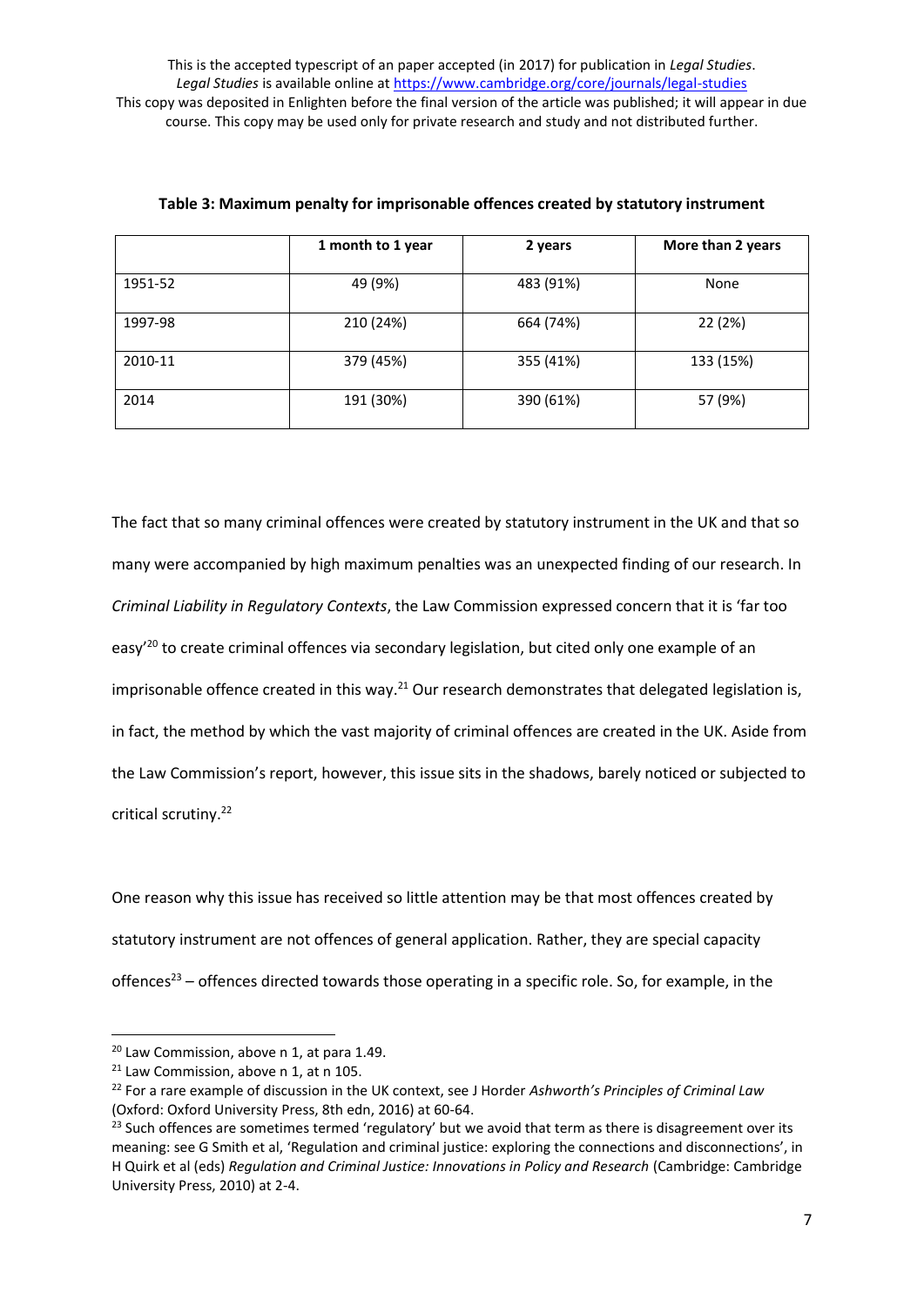**Table 3: Maximum penalty for imprisonable offences created by statutory instrument**

| | 1 month to 1 year | 2 years | More than 2 years |
|---|---|---|---|
| 1951-52 | 49 (9%) | 483 (91%) | None |
| 1997-98 | 210 (24%) | 664 (74%) | 22 (2%) |
| 2010-11 | 379 (45%) | 355 (41%) | 133 (15%) |
| 2014 | 191 (30%) | 390 (61%) | 57 (9%) |

The fact that so many criminal offences were created by statutory instrument in the UK and that so many were accompanied by high maximum penalties was an unexpected finding of our research. In *Criminal Liability in Regulatory Contexts*, the Law Commission expressed concern that it is 'far too easy'[20] to create criminal offences via secondary legislation, but cited only one example of an imprisonable offence created in this way.[21] Our research demonstrates that delegated legislation is, in fact, the method by which the vast majority of criminal offences are created in the UK. Aside from the Law Commission's report, however, this issue sits in the shadows, barely noticed or subjected to critical scrutiny.[22]

One reason why this issue has received so little attention may be that most offences created by statutory instrument are not offences of general application. Rather, they are special capacity offences[23] – offences directed towards those operating in a specific role. So, for example, in the

[20] Law Commission, above n 1, at para 1.49.

[21] Law Commission, above n 1, at n 105.

[22] For a rare example of discussion in the UK context, see J Horder *Ashworth's Principles of Criminal Law* (Oxford: Oxford University Press, 8th edn, 2016) at 60-64.

[23] Such offences are sometimes termed 'regulatory' but we avoid that term as there is disagreement over its meaning: see G Smith et al, 'Regulation and criminal justice: exploring the connections and disconnections', in H Quirk et al (eds) *Regulation and Criminal Justice: Innovations in Policy and Research* (Cambridge: Cambridge University Press, 2010) at 2-4.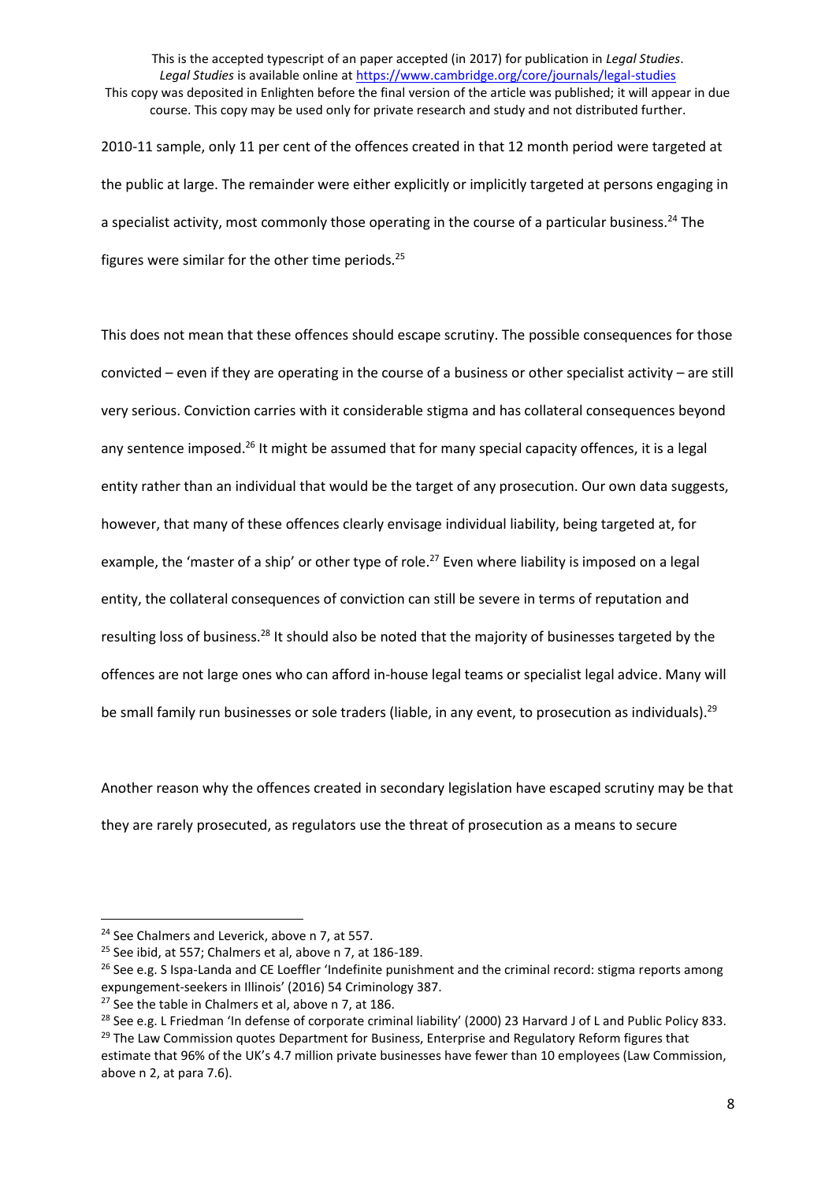2010-11 sample, only 11 per cent of the offences created in that 12 month period were targeted at the public at large. The remainder were either explicitly or implicitly targeted at persons engaging in a specialist activity, most commonly those operating in the course of a particular business.[24] The figures were similar for the other time periods.[25]

This does not mean that these offences should escape scrutiny. The possible consequences for those convicted – even if they are operating in the course of a business or other specialist activity – are still very serious. Conviction carries with it considerable stigma and has collateral consequences beyond any sentence imposed.[26] It might be assumed that for many special capacity offences, it is a legal entity rather than an individual that would be the target of any prosecution. Our own data suggests, however, that many of these offences clearly envisage individual liability, being targeted at, for example, the 'master of a ship' or other type of role.[27] Even where liability is imposed on a legal entity, the collateral consequences of conviction can still be severe in terms of reputation and resulting loss of business.[28] It should also be noted that the majority of businesses targeted by the offences are not large ones who can afford in-house legal teams or specialist legal advice. Many will be small family run businesses or sole traders (liable, in any event, to prosecution as individuals).[29]

Another reason why the offences created in secondary legislation have escaped scrutiny may be that they are rarely prosecuted, as regulators use the threat of prosecution as a means to secure

---

[24] See Chalmers and Leverick, above n 7, at 557.

[25] See ibid, at 557; Chalmers et al, above n 7, at 186-189.

[26] See e.g. S Ispa-Landa and CE Loeffler 'Indefinite punishment and the criminal record: stigma reports among expungement-seekers in Illinois' (2016) 54 Criminology 387.

[27] See the table in Chalmers et al, above n 7, at 186.

[28] See e.g. L Friedman 'In defense of corporate criminal liability' (2000) 23 Harvard J of L and Public Policy 833.

[29] The Law Commission quotes Department for Business, Enterprise and Regulatory Reform figures that estimate that 96% of the UK's 4.7 million private businesses have fewer than 10 employees (Law Commission, above n 2, at para 7.6).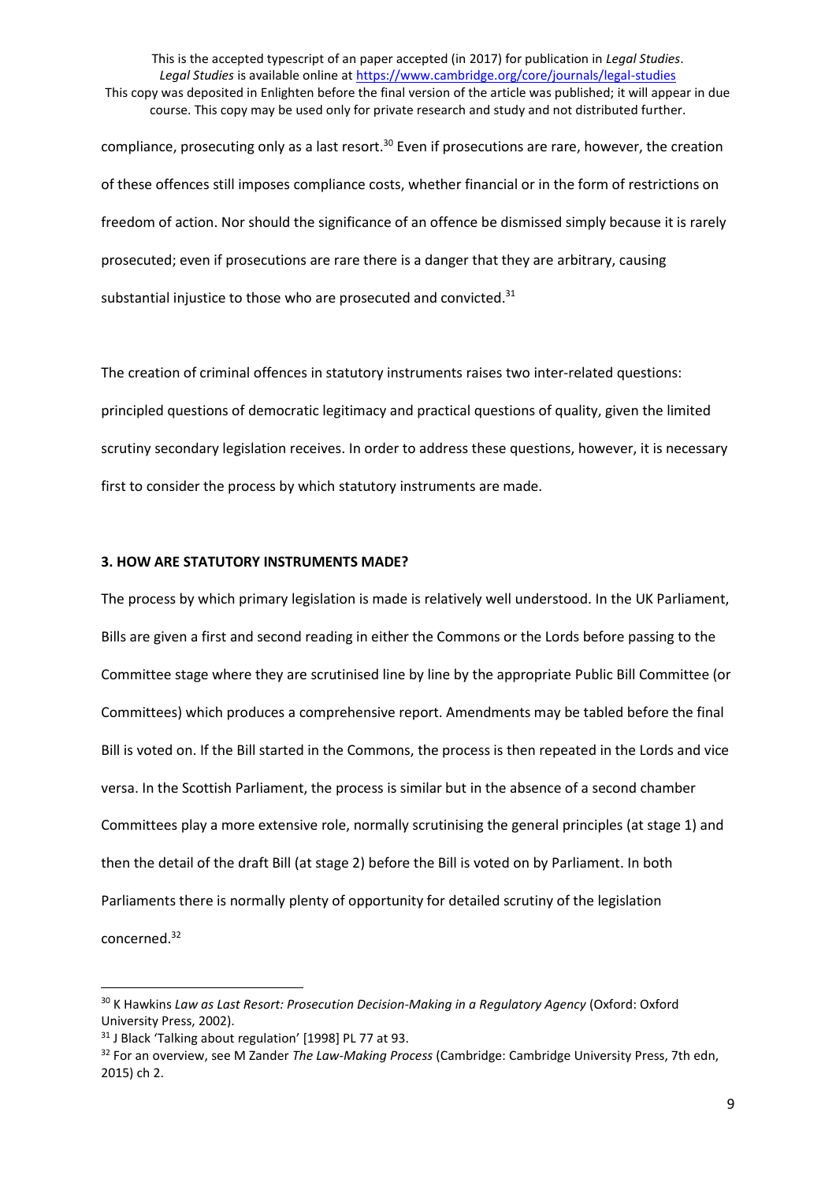compliance, prosecuting only as a last resort.[30] Even if prosecutions are rare, however, the creation of these offences still imposes compliance costs, whether financial or in the form of restrictions on freedom of action. Nor should the significance of an offence be dismissed simply because it is rarely prosecuted; even if prosecutions are rare there is a danger that they are arbitrary, causing substantial injustice to those who are prosecuted and convicted.[31]

The creation of criminal offences in statutory instruments raises two inter-related questions: principled questions of democratic legitimacy and practical questions of quality, given the limited scrutiny secondary legislation receives. In order to address these questions, however, it is necessary first to consider the process by which statutory instruments are made.

### 3. HOW ARE STATUTORY INSTRUMENTS MADE?

The process by which primary legislation is made is relatively well understood. In the UK Parliament, Bills are given a first and second reading in either the Commons or the Lords before passing to the Committee stage where they are scrutinised line by line by the appropriate Public Bill Committee (or Committees) which produces a comprehensive report. Amendments may be tabled before the final Bill is voted on. If the Bill started in the Commons, the process is then repeated in the Lords and vice versa. In the Scottish Parliament, the process is similar but in the absence of a second chamber Committees play a more extensive role, normally scrutinising the general principles (at stage 1) and then the detail of the draft Bill (at stage 2) before the Bill is voted on by Parliament. In both Parliaments there is normally plenty of opportunity for detailed scrutiny of the legislation concerned.[32]

---

[30] K Hawkins *Law as Last Resort: Prosecution Decision-Making in a Regulatory Agency* (Oxford: Oxford University Press, 2002).

[31] J Black 'Talking about regulation' [1998] PL 77 at 93.

[32] For an overview, see M Zander *The Law-Making Process* (Cambridge: Cambridge University Press, 7th edn, 2015) ch 2.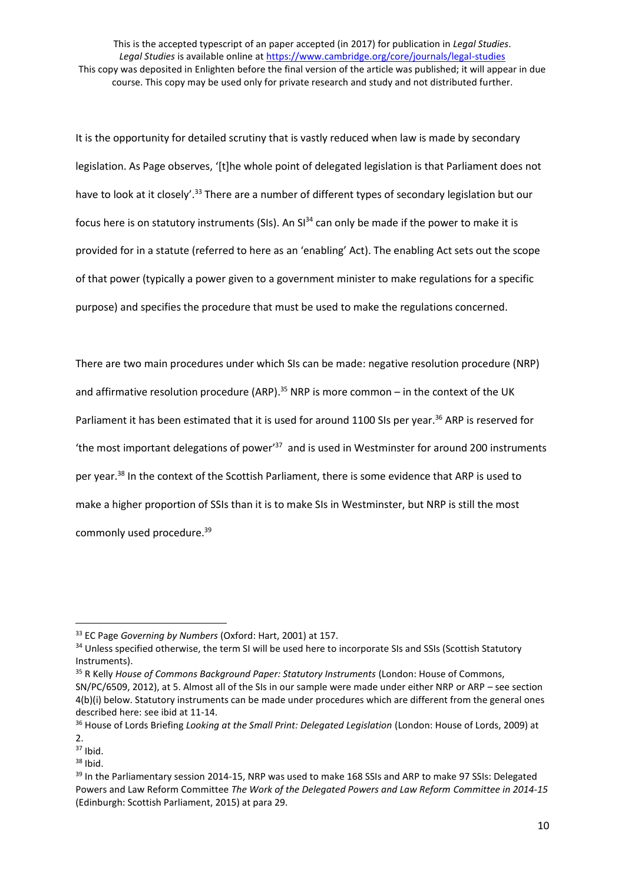It is the opportunity for detailed scrutiny that is vastly reduced when law is made by secondary legislation. As Page observes, '[t]he whole point of delegated legislation is that Parliament does not have to look at it closely'.[33] There are a number of different types of secondary legislation but our focus here is on statutory instruments (SIs). An SI[34] can only be made if the power to make it is provided for in a statute (referred to here as an 'enabling' Act). The enabling Act sets out the scope of that power (typically a power given to a government minister to make regulations for a specific purpose) and specifies the procedure that must be used to make the regulations concerned.

There are two main procedures under which SIs can be made: negative resolution procedure (NRP) and affirmative resolution procedure (ARP).[35] NRP is more common – in the context of the UK Parliament it has been estimated that it is used for around 1100 SIs per year.[36] ARP is reserved for 'the most important delegations of power'[37] and is used in Westminster for around 200 instruments per year.[38] In the context of the Scottish Parliament, there is some evidence that ARP is used to make a higher proportion of SSIs than it is to make SIs in Westminster, but NRP is still the most commonly used procedure.[39]

---

[33] EC Page *Governing by Numbers* (Oxford: Hart, 2001) at 157.

[34] Unless specified otherwise, the term SI will be used here to incorporate SIs and SSIs (Scottish Statutory Instruments).

[35] R Kelly *House of Commons Background Paper: Statutory Instruments* (London: House of Commons, SN/PC/6509, 2012), at 5. Almost all of the SIs in our sample were made under either NRP or ARP – see section 4(b)(i) below. Statutory instruments can be made under procedures which are different from the general ones described here: see ibid at 11-14.

[36] House of Lords Briefing *Looking at the Small Print: Delegated Legislation* (London: House of Lords, 2009) at 2.

[37] Ibid.

[38] Ibid.

[39] In the Parliamentary session 2014-15, NRP was used to make 168 SSIs and ARP to make 97 SSIs: Delegated Powers and Law Reform Committee *The Work of the Delegated Powers and Law Reform Committee in 2014-15* (Edinburgh: Scottish Parliament, 2015) at para 29.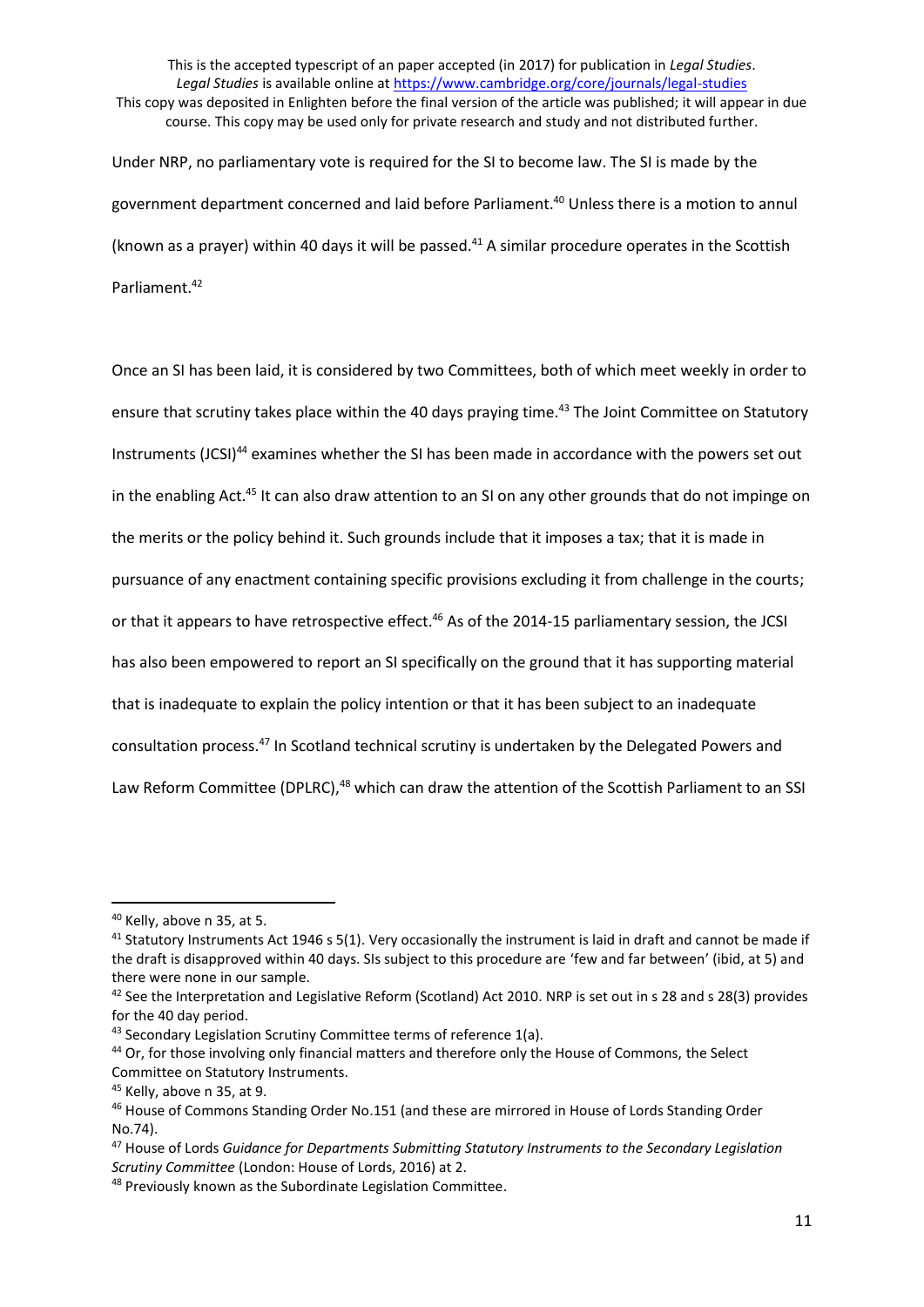Under NRP, no parliamentary vote is required for the SI to become law. The SI is made by the government department concerned and laid before Parliament.[40] Unless there is a motion to annul (known as a prayer) within 40 days it will be passed.[41] A similar procedure operates in the Scottish Parliament.[42]

Once an SI has been laid, it is considered by two Committees, both of which meet weekly in order to ensure that scrutiny takes place within the 40 days praying time.[43] The Joint Committee on Statutory Instruments (JCSI)[44] examines whether the SI has been made in accordance with the powers set out in the enabling Act.[45] It can also draw attention to an SI on any other grounds that do not impinge on the merits or the policy behind it. Such grounds include that it imposes a tax; that it is made in pursuance of any enactment containing specific provisions excluding it from challenge in the courts; or that it appears to have retrospective effect.[46] As of the 2014-15 parliamentary session, the JCSI has also been empowered to report an SI specifically on the ground that it has supporting material that is inadequate to explain the policy intention or that it has been subject to an inadequate consultation process.[47] In Scotland technical scrutiny is undertaken by the Delegated Powers and Law Reform Committee (DPLRC),[48] which can draw the attention of the Scottish Parliament to an SSI

---

[40] Kelly, above n 35, at 5.

[41] Statutory Instruments Act 1946 s 5(1). Very occasionally the instrument is laid in draft and cannot be made if the draft is disapproved within 40 days. SIs subject to this procedure are 'few and far between' (ibid, at 5) and there were none in our sample.

[42] See the Interpretation and Legislative Reform (Scotland) Act 2010. NRP is set out in s 28 and s 28(3) provides for the 40 day period.

[43] Secondary Legislation Scrutiny Committee terms of reference 1(a).

[44] Or, for those involving only financial matters and therefore only the House of Commons, the Select Committee on Statutory Instruments.

[45] Kelly, above n 35, at 9.

[46] House of Commons Standing Order No.151 (and these are mirrored in House of Lords Standing Order No.74).

[47] House of Lords *Guidance for Departments Submitting Statutory Instruments to the Secondary Legislation Scrutiny Committee* (London: House of Lords, 2016) at 2.

[48] Previously known as the Subordinate Legislation Committee.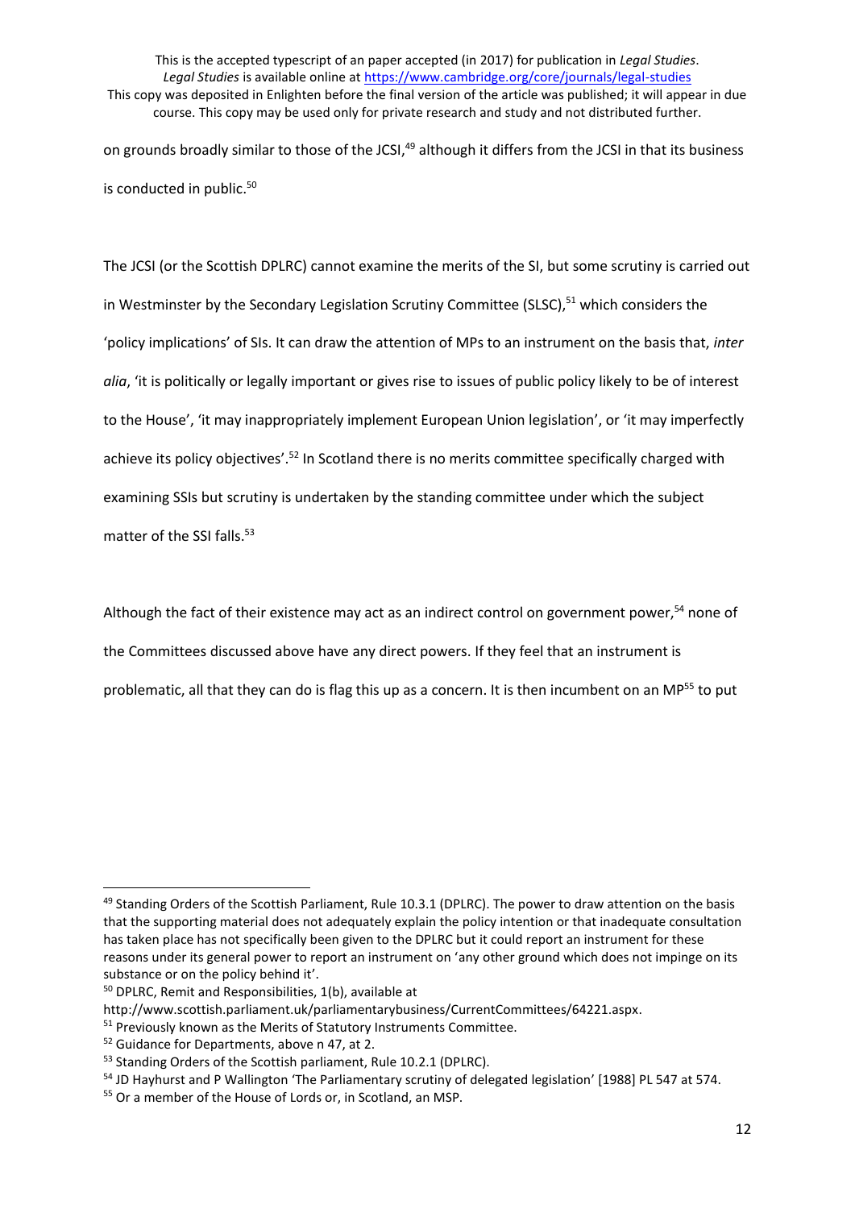on grounds broadly similar to those of the JCSI,[49] although it differs from the JCSI in that its business is conducted in public.[50]

The JCSI (or the Scottish DPLRC) cannot examine the merits of the SI, but some scrutiny is carried out in Westminster by the Secondary Legislation Scrutiny Committee (SLSC),[51] which considers the 'policy implications' of SIs. It can draw the attention of MPs to an instrument on the basis that, *inter alia*, 'it is politically or legally important or gives rise to issues of public policy likely to be of interest to the House', 'it may inappropriately implement European Union legislation', or 'it may imperfectly achieve its policy objectives'.[52] In Scotland there is no merits committee specifically charged with examining SSIs but scrutiny is undertaken by the standing committee under which the subject matter of the SSI falls.[53]

Although the fact of their existence may act as an indirect control on government power,[54] none of the Committees discussed above have any direct powers. If they feel that an instrument is problematic, all that they can do is flag this up as a concern. It is then incumbent on an MP[55] to put

---

[49] Standing Orders of the Scottish Parliament, Rule 10.3.1 (DPLRC). The power to draw attention on the basis that the supporting material does not adequately explain the policy intention or that inadequate consultation has taken place has not specifically been given to the DPLRC but it could report an instrument for these reasons under its general power to report an instrument on 'any other ground which does not impinge on its substance or on the policy behind it'.

[50] DPLRC, Remit and Responsibilities, 1(b), available at http://www.scottish.parliament.uk/parliamentarybusiness/CurrentCommittees/64221.aspx.

[51] Previously known as the Merits of Statutory Instruments Committee.

[52] Guidance for Departments, above n 47, at 2.

[53] Standing Orders of the Scottish parliament, Rule 10.2.1 (DPLRC).

[54] JD Hayhurst and P Wallington 'The Parliamentary scrutiny of delegated legislation' [1988] PL 547 at 574.

[55] Or a member of the House of Lords or, in Scotland, an MSP.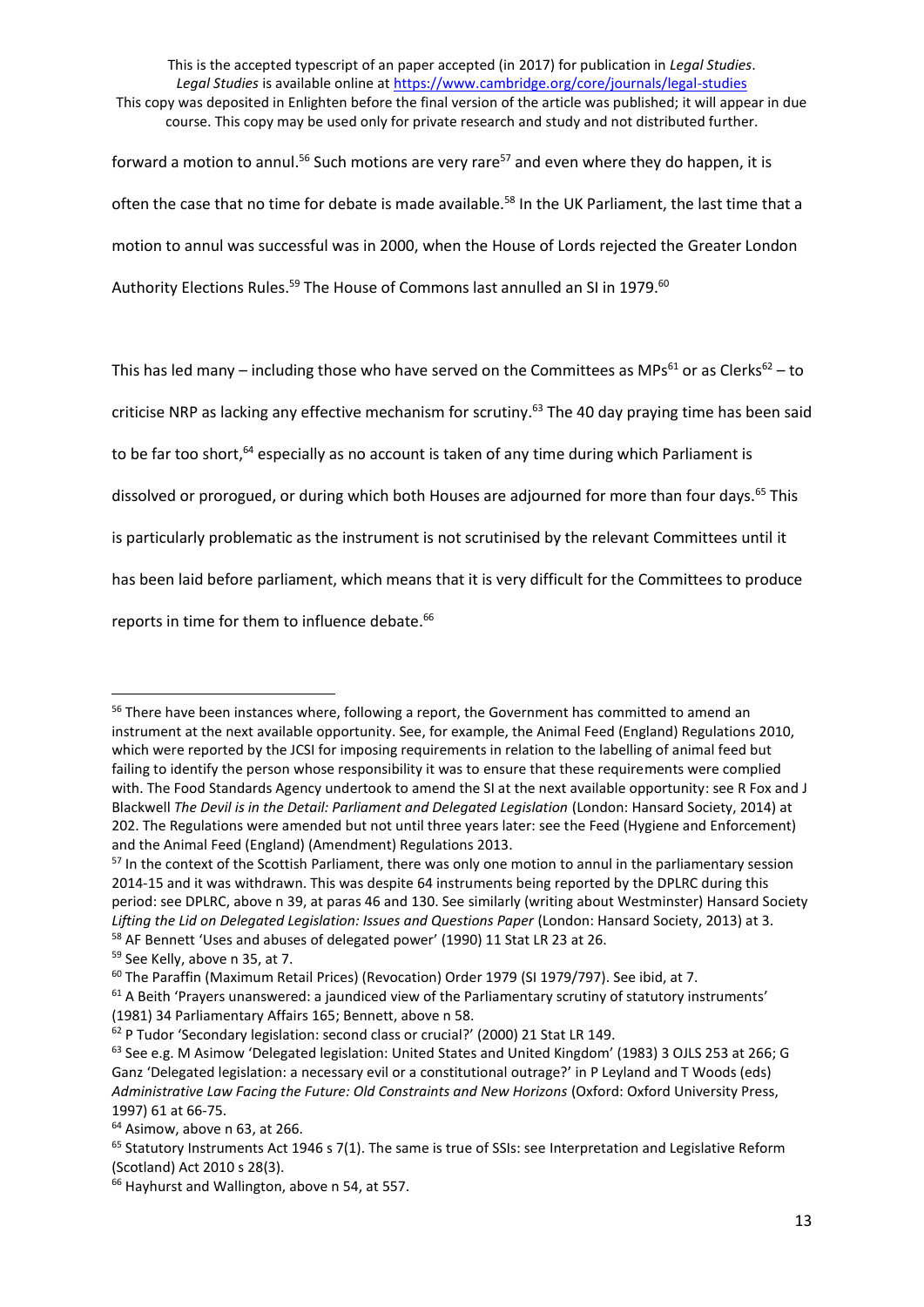forward a motion to annul.[56] Such motions are very rare[57] and even where they do happen, it is often the case that no time for debate is made available.[58] In the UK Parliament, the last time that a motion to annul was successful was in 2000, when the House of Lords rejected the Greater London Authority Elections Rules.[59] The House of Commons last annulled an SI in 1979.[60]

This has led many – including those who have served on the Committees as MPs[61] or as Clerks[62] – to criticise NRP as lacking any effective mechanism for scrutiny.[63] The 40 day praying time has been said to be far too short,[64] especially as no account is taken of any time during which Parliament is dissolved or prorogued, or during which both Houses are adjourned for more than four days.[65] This is particularly problematic as the instrument is not scrutinised by the relevant Committees until it has been laid before parliament, which means that it is very difficult for the Committees to produce reports in time for them to influence debate.[66]

---

[56] There have been instances where, following a report, the Government has committed to amend an instrument at the next available opportunity. See, for example, the Animal Feed (England) Regulations 2010, which were reported by the JCSI for imposing requirements in relation to the labelling of animal feed but failing to identify the person whose responsibility it was to ensure that these requirements were complied with. The Food Standards Agency undertook to amend the SI at the next available opportunity: see R Fox and J Blackwell *The Devil is in the Detail: Parliament and Delegated Legislation* (London: Hansard Society, 2014) at 202. The Regulations were amended but not until three years later: see the Feed (Hygiene and Enforcement) and the Animal Feed (England) (Amendment) Regulations 2013.

[57] In the context of the Scottish Parliament, there was only one motion to annul in the parliamentary session 2014-15 and it was withdrawn. This was despite 64 instruments being reported by the DPLRC during this period: see DPLRC, above n 39, at paras 46 and 130. See similarly (writing about Westminster) Hansard Society *Lifting the Lid on Delegated Legislation: Issues and Questions Paper* (London: Hansard Society, 2013) at 3.

[58] AF Bennett 'Uses and abuses of delegated power' (1990) 11 Stat LR 23 at 26.

[59] See Kelly, above n 35, at 7.

[60] The Paraffin (Maximum Retail Prices) (Revocation) Order 1979 (SI 1979/797). See ibid, at 7.

[61] A Beith 'Prayers unanswered: a jaundiced view of the Parliamentary scrutiny of statutory instruments' (1981) 34 Parliamentary Affairs 165; Bennett, above n 58.

[62] P Tudor 'Secondary legislation: second class or crucial?' (2000) 21 Stat LR 149.

[63] See e.g. M Asimow 'Delegated legislation: United States and United Kingdom' (1983) 3 OJLS 253 at 266; G Ganz 'Delegated legislation: a necessary evil or a constitutional outrage?' in P Leyland and T Woods (eds) *Administrative Law Facing the Future: Old Constraints and New Horizons* (Oxford: Oxford University Press, 1997) 61 at 66-75.

[64] Asimow, above n 63, at 266.

[65] Statutory Instruments Act 1946 s 7(1). The same is true of SSIs: see Interpretation and Legislative Reform (Scotland) Act 2010 s 28(3).

[66] Hayhurst and Wallington, above n 54, at 557.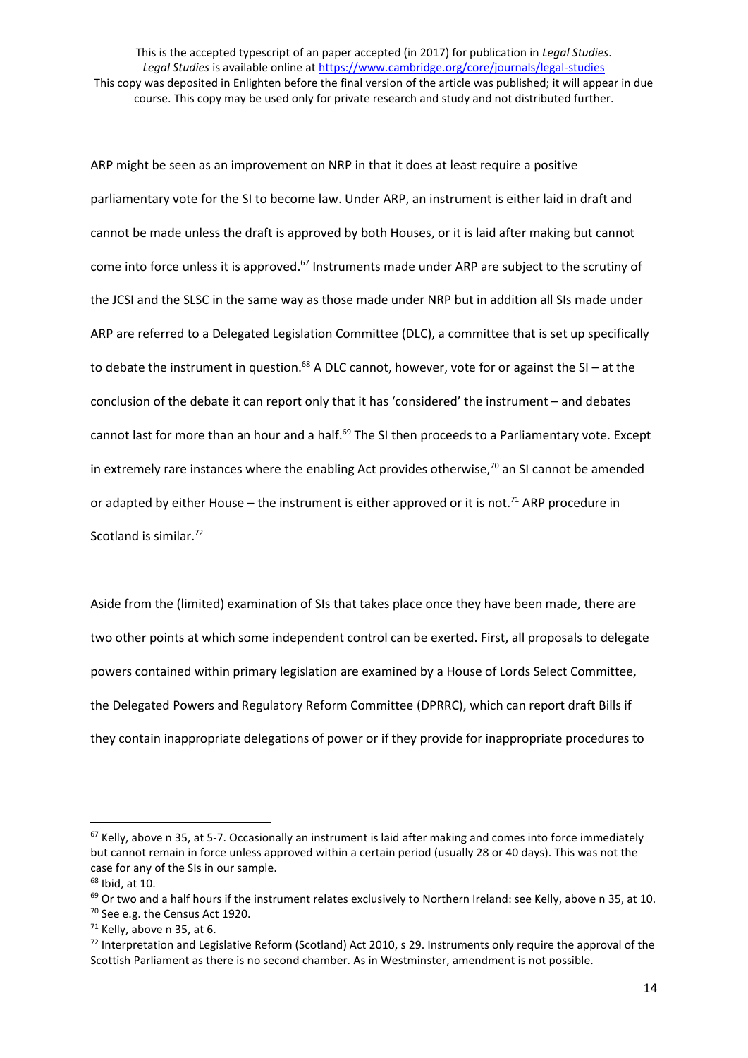ARP might be seen as an improvement on NRP in that it does at least require a positive parliamentary vote for the SI to become law. Under ARP, an instrument is either laid in draft and cannot be made unless the draft is approved by both Houses, or it is laid after making but cannot come into force unless it is approved.[67] Instruments made under ARP are subject to the scrutiny of the JCSI and the SLSC in the same way as those made under NRP but in addition all SIs made under ARP are referred to a Delegated Legislation Committee (DLC), a committee that is set up specifically to debate the instrument in question.[68] A DLC cannot, however, vote for or against the SI – at the conclusion of the debate it can report only that it has 'considered' the instrument – and debates cannot last for more than an hour and a half.[69] The SI then proceeds to a Parliamentary vote. Except in extremely rare instances where the enabling Act provides otherwise,[70] an SI cannot be amended or adapted by either House – the instrument is either approved or it is not.[71] ARP procedure in Scotland is similar.[72]

Aside from the (limited) examination of SIs that takes place once they have been made, there are two other points at which some independent control can be exerted. First, all proposals to delegate powers contained within primary legislation are examined by a House of Lords Select Committee, the Delegated Powers and Regulatory Reform Committee (DPRRC), which can report draft Bills if they contain inappropriate delegations of power or if they provide for inappropriate procedures to

---

[67] Kelly, above n 35, at 5-7. Occasionally an instrument is laid after making and comes into force immediately but cannot remain in force unless approved within a certain period (usually 28 or 40 days). This was not the case for any of the SIs in our sample.

[68] Ibid, at 10.

[69] Or two and a half hours if the instrument relates exclusively to Northern Ireland: see Kelly, above n 35, at 10.

[70] See e.g. the Census Act 1920.

[71] Kelly, above n 35, at 6.

[72] Interpretation and Legislative Reform (Scotland) Act 2010, s 29. Instruments only require the approval of the Scottish Parliament as there is no second chamber. As in Westminster, amendment is not possible.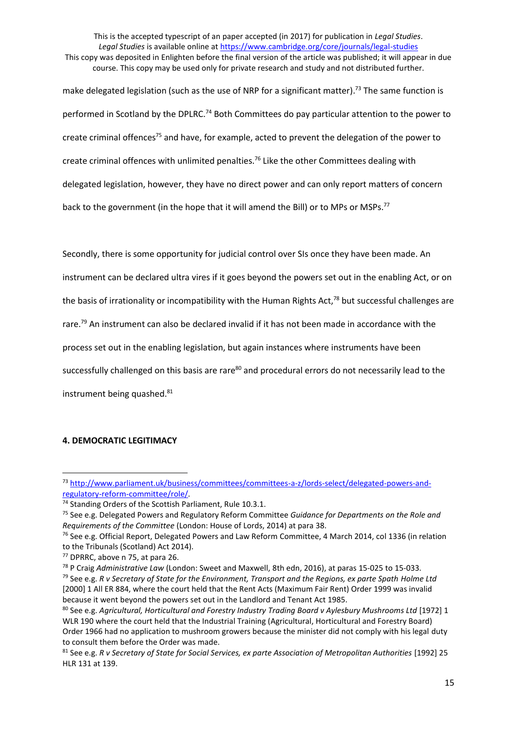make delegated legislation (such as the use of NRP for a significant matter).[73] The same function is performed in Scotland by the DPLRC.[74] Both Committees do pay particular attention to the power to create criminal offences[75] and have, for example, acted to prevent the delegation of the power to create criminal offences with unlimited penalties.[76] Like the other Committees dealing with delegated legislation, however, they have no direct power and can only report matters of concern back to the government (in the hope that it will amend the Bill) or to MPs or MSPs.[77]

Secondly, there is some opportunity for judicial control over SIs once they have been made. An instrument can be declared ultra vires if it goes beyond the powers set out in the enabling Act, or on the basis of irrationality or incompatibility with the Human Rights Act,[78] but successful challenges are rare.[79] An instrument can also be declared invalid if it has not been made in accordance with the process set out in the enabling legislation, but again instances where instruments have been successfully challenged on this basis are rare[80] and procedural errors do not necessarily lead to the instrument being quashed.[81]

**4. DEMOCRATIC LEGITIMACY**

---

[73] http://www.parliament.uk/business/committees/committees-a-z/lords-select/delegated-powers-and-regulatory-reform-committee/role/.

[74] Standing Orders of the Scottish Parliament, Rule 10.3.1.

[75] See e.g. Delegated Powers and Regulatory Reform Committee *Guidance for Departments on the Role and Requirements of the Committee* (London: House of Lords, 2014) at para 38.

[76] See e.g. Official Report, Delegated Powers and Law Reform Committee, 4 March 2014, col 1336 (in relation to the Tribunals (Scotland) Act 2014).

[77] DPRRC, above n 75, at para 26.

[78] P Craig *Administrative Law* (London: Sweet and Maxwell, 8th edn, 2016), at paras 15-025 to 15-033.

[79] See e.g. *R v Secretary of State for the Environment, Transport and the Regions, ex parte Spath Holme Ltd* [2000] 1 All ER 884, where the court held that the Rent Acts (Maximum Fair Rent) Order 1999 was invalid because it went beyond the powers set out in the Landlord and Tenant Act 1985.

[80] See e.g. *Agricultural, Horticultural and Forestry Industry Trading Board v Aylesbury Mushrooms Ltd* [1972] 1 WLR 190 where the court held that the Industrial Training (Agricultural, Horticultural and Forestry Board) Order 1966 had no application to mushroom growers because the minister did not comply with his legal duty to consult them before the Order was made.

[81] See e.g. *R v Secretary of State for Social Services, ex parte Association of Metropolitan Authorities* [1992] 25 HLR 131 at 139.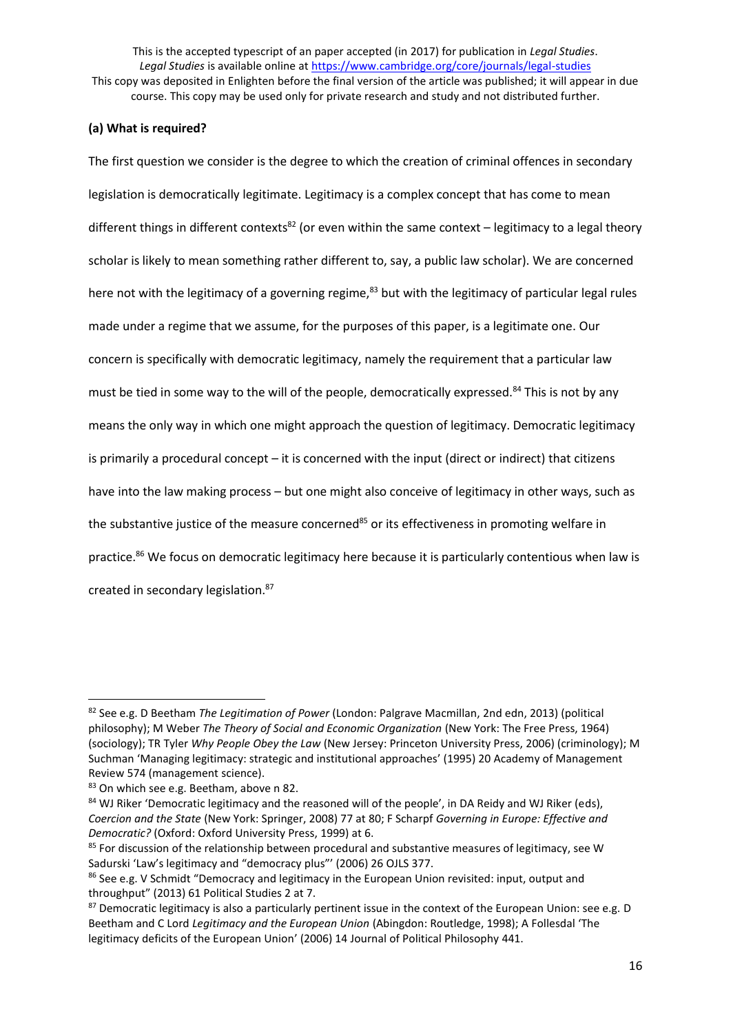### (a) What is required?

The first question we consider is the degree to which the creation of criminal offences in secondary legislation is democratically legitimate. Legitimacy is a complex concept that has come to mean different things in different contexts[82] (or even within the same context – legitimacy to a legal theory scholar is likely to mean something rather different to, say, a public law scholar). We are concerned here not with the legitimacy of a governing regime,[83] but with the legitimacy of particular legal rules made under a regime that we assume, for the purposes of this paper, is a legitimate one. Our concern is specifically with democratic legitimacy, namely the requirement that a particular law must be tied in some way to the will of the people, democratically expressed.[84] This is not by any means the only way in which one might approach the question of legitimacy. Democratic legitimacy is primarily a procedural concept – it is concerned with the input (direct or indirect) that citizens have into the law making process – but one might also conceive of legitimacy in other ways, such as the substantive justice of the measure concerned[85] or its effectiveness in promoting welfare in practice.[86] We focus on democratic legitimacy here because it is particularly contentious when law is created in secondary legislation.[87]

---

[82] See e.g. D Beetham *The Legitimation of Power* (London: Palgrave Macmillan, 2nd edn, 2013) (political philosophy); M Weber *The Theory of Social and Economic Organization* (New York: The Free Press, 1964) (sociology); TR Tyler *Why People Obey the Law* (New Jersey: Princeton University Press, 2006) (criminology); M Suchman 'Managing legitimacy: strategic and institutional approaches' (1995) 20 Academy of Management Review 574 (management science).

[83] On which see e.g. Beetham, above n 82.

[84] WJ Riker 'Democratic legitimacy and the reasoned will of the people', in DA Reidy and WJ Riker (eds), *Coercion and the State* (New York: Springer, 2008) 77 at 80; F Scharpf *Governing in Europe: Effective and Democratic?* (Oxford: Oxford University Press, 1999) at 6.

[85] For discussion of the relationship between procedural and substantive measures of legitimacy, see W Sadurski 'Law's legitimacy and "democracy plus"' (2006) 26 OJLS 377.

[86] See e.g. V Schmidt "Democracy and legitimacy in the European Union revisited: input, output and throughput" (2013) 61 Political Studies 2 at 7.

[87] Democratic legitimacy is also a particularly pertinent issue in the context of the European Union: see e.g. D Beetham and C Lord *Legitimacy and the European Union* (Abingdon: Routledge, 1998); A Follesdal 'The legitimacy deficits of the European Union' (2006) 14 Journal of Political Philosophy 441.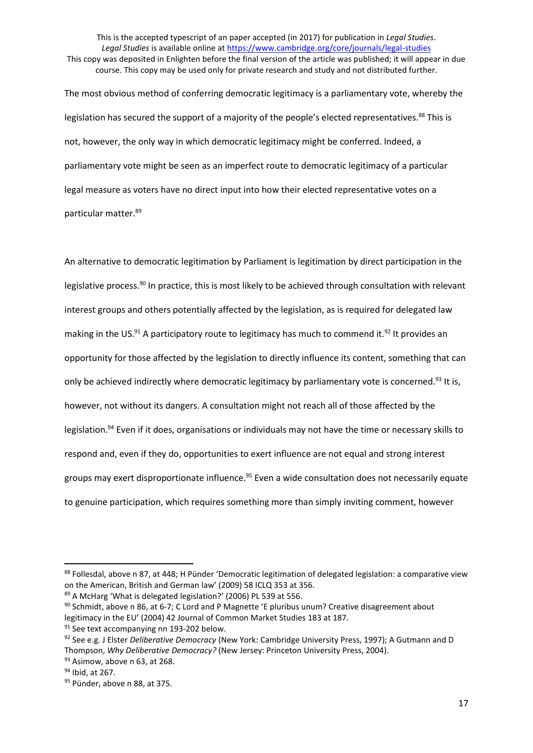The most obvious method of conferring democratic legitimacy is a parliamentary vote, whereby the legislation has secured the support of a majority of the people's elected representatives.[88] This is not, however, the only way in which democratic legitimacy might be conferred. Indeed, a parliamentary vote might be seen as an imperfect route to democratic legitimacy of a particular legal measure as voters have no direct input into how their elected representative votes on a particular matter.[89]

An alternative to democratic legitimation by Parliament is legitimation by direct participation in the legislative process.[90] In practice, this is most likely to be achieved through consultation with relevant interest groups and others potentially affected by the legislation, as is required for delegated law making in the US.[91] A participatory route to legitimacy has much to commend it.[92] It provides an opportunity for those affected by the legislation to directly influence its content, something that can only be achieved indirectly where democratic legitimacy by parliamentary vote is concerned.[93] It is, however, not without its dangers. A consultation might not reach all of those affected by the legislation.[94] Even if it does, organisations or individuals may not have the time or necessary skills to respond and, even if they do, opportunities to exert influence are not equal and strong interest groups may exert disproportionate influence.[95] Even a wide consultation does not necessarily equate to genuine participation, which requires something more than simply inviting comment, however

---

[88] Follesdal, above n 87, at 448; H Pünder 'Democratic legitimation of delegated legislation: a comparative view on the American, British and German law' (2009) 58 ICLQ 353 at 356.

[89] A McHarg 'What is delegated legislation?' (2006) PL 539 at 556.

[90] Schmidt, above n 86, at 6-7; C Lord and P Magnette 'E pluribus unum? Creative disagreement about legitimacy in the EU' (2004) 42 Journal of Common Market Studies 183 at 187.

[91] See text accompanying nn 193-202 below.

[92] See e.g. J Elster *Deliberative Democracy* (New York: Cambridge University Press, 1997); A Gutmann and D Thompson, *Why Deliberative Democracy?* (New Jersey: Princeton University Press, 2004).

[93] Asimow, above n 63, at 268.

[94] Ibid, at 267.

[95] Pünder, above n 88, at 375.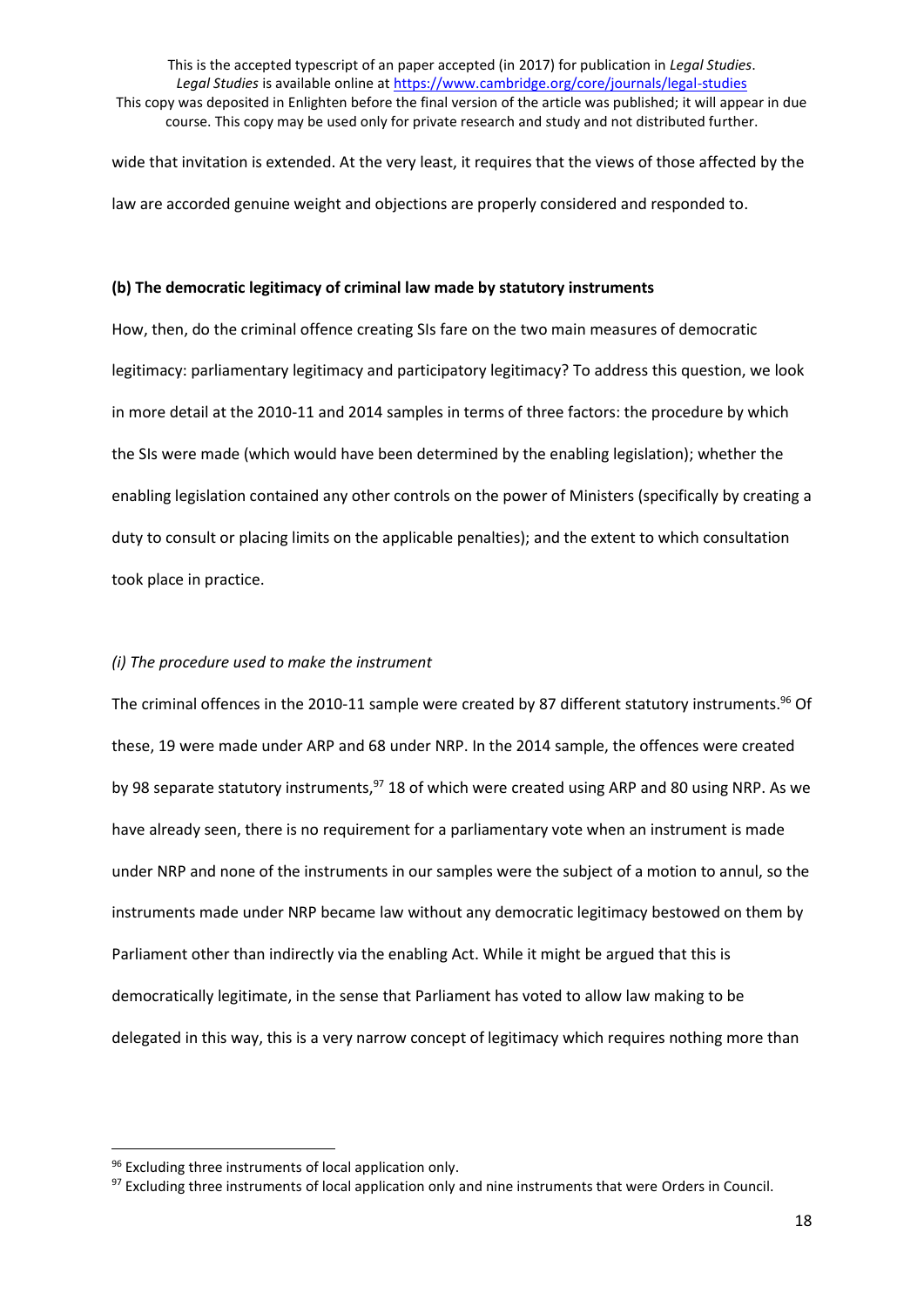wide that invitation is extended. At the very least, it requires that the views of those affected by the law are accorded genuine weight and objections are properly considered and responded to.

### (b) The democratic legitimacy of criminal law made by statutory instruments

How, then, do the criminal offence creating SIs fare on the two main measures of democratic legitimacy: parliamentary legitimacy and participatory legitimacy? To address this question, we look in more detail at the 2010-11 and 2014 samples in terms of three factors: the procedure by which the SIs were made (which would have been determined by the enabling legislation); whether the enabling legislation contained any other controls on the power of Ministers (specifically by creating a duty to consult or placing limits on the applicable penalties); and the extent to which consultation took place in practice.

#### *(i) The procedure used to make the instrument*

The criminal offences in the 2010-11 sample were created by 87 different statutory instruments.[96] Of these, 19 were made under ARP and 68 under NRP. In the 2014 sample, the offences were created by 98 separate statutory instruments,[97] 18 of which were created using ARP and 80 using NRP. As we have already seen, there is no requirement for a parliamentary vote when an instrument is made under NRP and none of the instruments in our samples were the subject of a motion to annul, so the instruments made under NRP became law without any democratic legitimacy bestowed on them by Parliament other than indirectly via the enabling Act. While it might be argued that this is democratically legitimate, in the sense that Parliament has voted to allow law making to be delegated in this way, this is a very narrow concept of legitimacy which requires nothing more than

[96] Excluding three instruments of local application only.

[97] Excluding three instruments of local application only and nine instruments that were Orders in Council.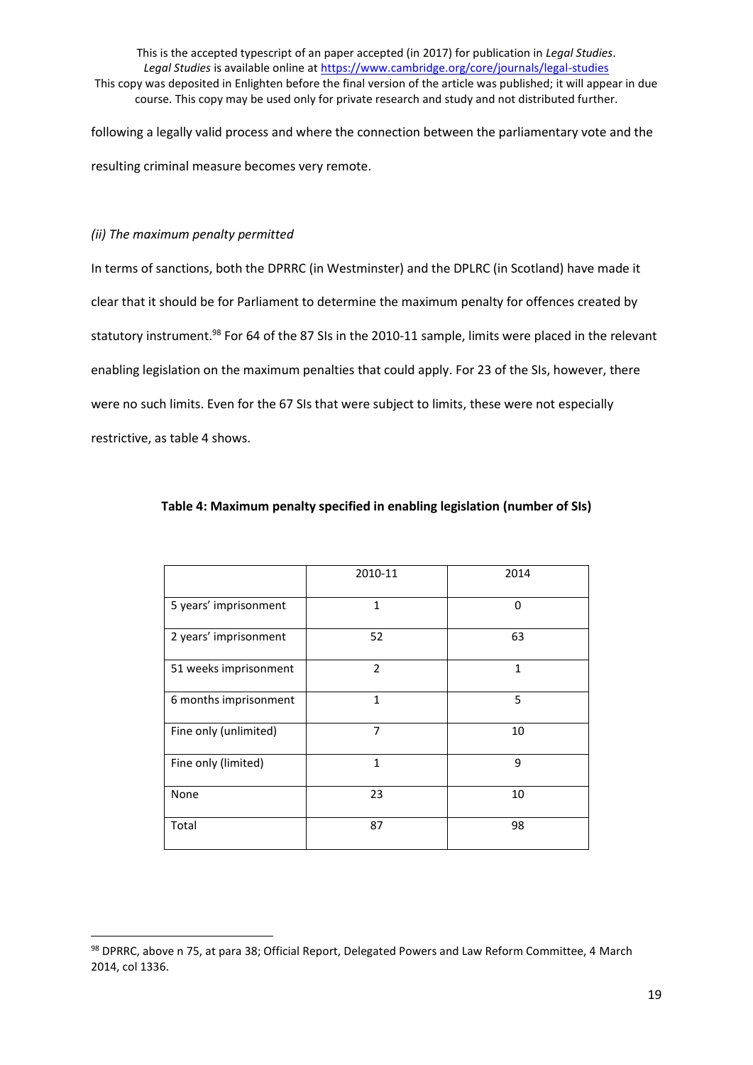following a legally valid process and where the connection between the parliamentary vote and the resulting criminal measure becomes very remote.

*(ii) The maximum penalty permitted*

In terms of sanctions, both the DPRRC (in Westminster) and the DPLRC (in Scotland) have made it clear that it should be for Parliament to determine the maximum penalty for offences created by statutory instrument.[98] For 64 of the 87 SIs in the 2010-11 sample, limits were placed in the relevant enabling legislation on the maximum penalties that could apply. For 23 of the SIs, however, there were no such limits. Even for the 67 SIs that were subject to limits, these were not especially restrictive, as table 4 shows.

**Table 4: Maximum penalty specified in enabling legislation (number of SIs)**

| | 2010-11 | 2014 |
|---|---|---|
| 5 years' imprisonment | 1 | 0 |
| 2 years' imprisonment | 52 | 63 |
| 51 weeks imprisonment | 2 | 1 |
| 6 months imprisonment | 1 | 5 |
| Fine only (unlimited) | 7 | 10 |
| Fine only (limited) | 1 | 9 |
| None | 23 | 10 |
| Total | 87 | 98 |

[98] DPRRC, above n 75, at para 38; Official Report, Delegated Powers and Law Reform Committee, 4 March 2014, col 1336.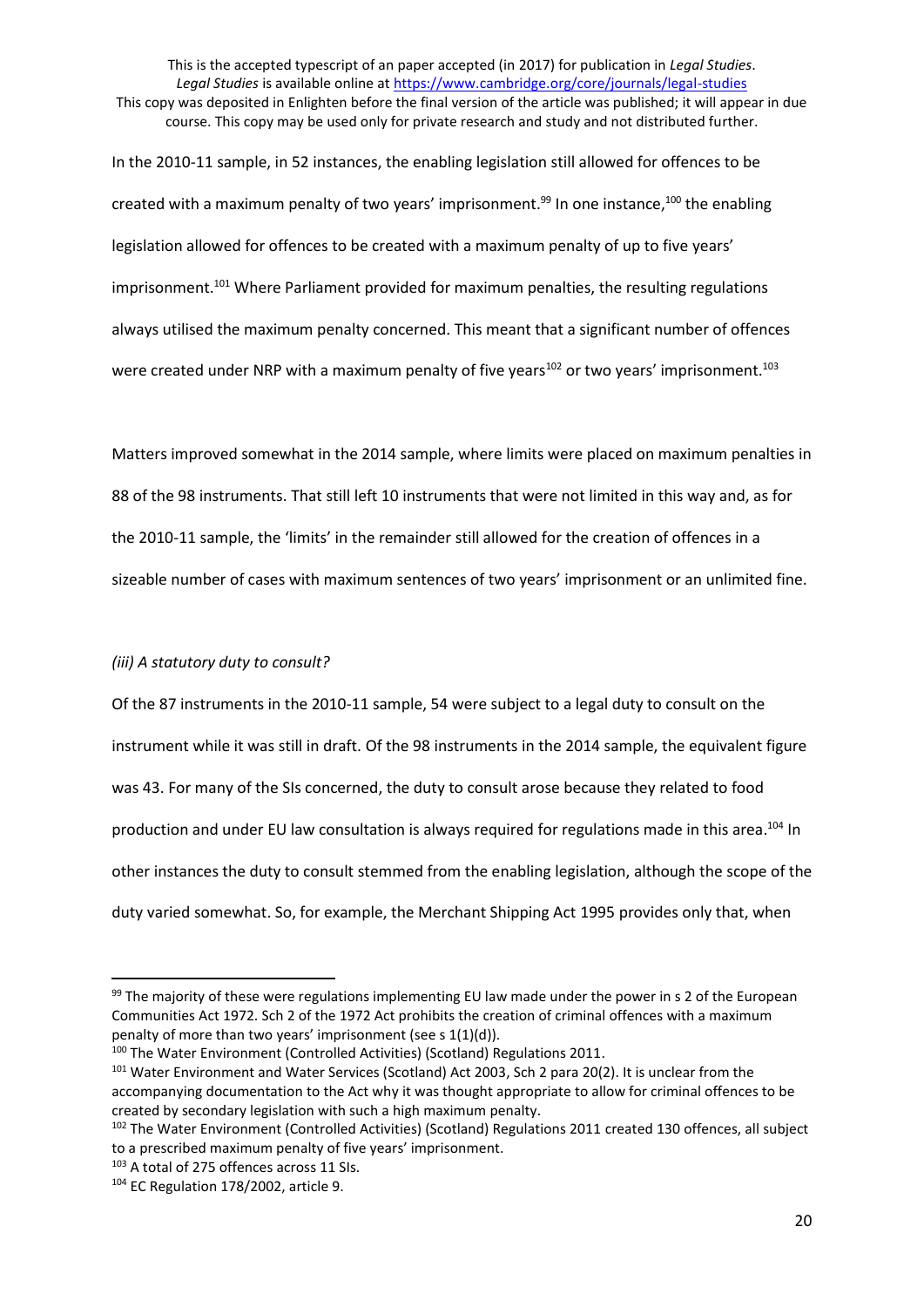In the 2010-11 sample, in 52 instances, the enabling legislation still allowed for offences to be created with a maximum penalty of two years' imprisonment.[99] In one instance,[100] the enabling legislation allowed for offences to be created with a maximum penalty of up to five years' imprisonment.[101] Where Parliament provided for maximum penalties, the resulting regulations always utilised the maximum penalty concerned. This meant that a significant number of offences were created under NRP with a maximum penalty of five years[102] or two years' imprisonment.[103]

Matters improved somewhat in the 2014 sample, where limits were placed on maximum penalties in 88 of the 98 instruments. That still left 10 instruments that were not limited in this way and, as for the 2010-11 sample, the 'limits' in the remainder still allowed for the creation of offences in a sizeable number of cases with maximum sentences of two years' imprisonment or an unlimited fine.

*(iii) A statutory duty to consult?*

Of the 87 instruments in the 2010-11 sample, 54 were subject to a legal duty to consult on the instrument while it was still in draft. Of the 98 instruments in the 2014 sample, the equivalent figure was 43. For many of the SIs concerned, the duty to consult arose because they related to food production and under EU law consultation is always required for regulations made in this area.[104] In other instances the duty to consult stemmed from the enabling legislation, although the scope of the duty varied somewhat. So, for example, the Merchant Shipping Act 1995 provides only that, when

---

[99] The majority of these were regulations implementing EU law made under the power in s 2 of the European Communities Act 1972. Sch 2 of the 1972 Act prohibits the creation of criminal offences with a maximum penalty of more than two years' imprisonment (see s 1(1)(d)).

[100] The Water Environment (Controlled Activities) (Scotland) Regulations 2011.

[101] Water Environment and Water Services (Scotland) Act 2003, Sch 2 para 20(2). It is unclear from the accompanying documentation to the Act why it was thought appropriate to allow for criminal offences to be created by secondary legislation with such a high maximum penalty.

[102] The Water Environment (Controlled Activities) (Scotland) Regulations 2011 created 130 offences, all subject to a prescribed maximum penalty of five years' imprisonment.

[103] A total of 275 offences across 11 SIs.

[104] EC Regulation 178/2002, article 9.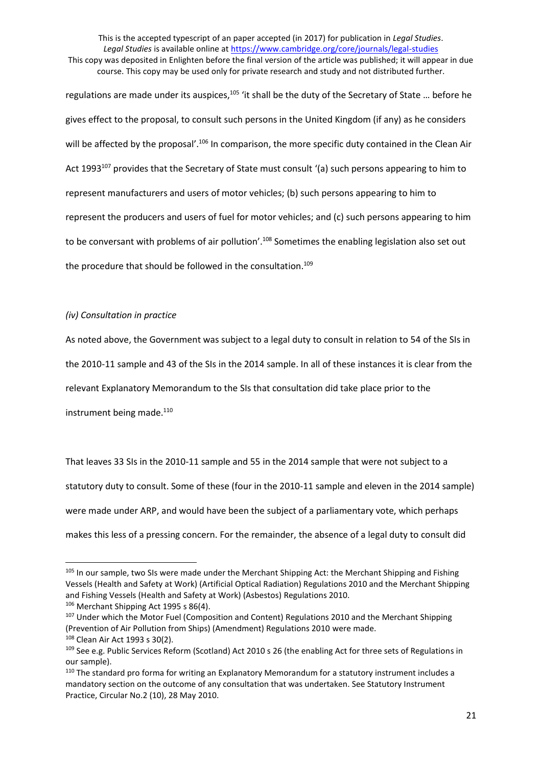regulations are made under its auspices,[105] 'it shall be the duty of the Secretary of State … before he gives effect to the proposal, to consult such persons in the United Kingdom (if any) as he considers will be affected by the proposal'.[106] In comparison, the more specific duty contained in the Clean Air Act 1993[107] provides that the Secretary of State must consult '(a) such persons appearing to him to represent manufacturers and users of motor vehicles; (b) such persons appearing to him to represent the producers and users of fuel for motor vehicles; and (c) such persons appearing to him to be conversant with problems of air pollution'.[108] Sometimes the enabling legislation also set out the procedure that should be followed in the consultation.[109]

*(iv) Consultation in practice*

As noted above, the Government was subject to a legal duty to consult in relation to 54 of the SIs in the 2010-11 sample and 43 of the SIs in the 2014 sample. In all of these instances it is clear from the relevant Explanatory Memorandum to the SIs that consultation did take place prior to the instrument being made.[110]

That leaves 33 SIs in the 2010-11 sample and 55 in the 2014 sample that were not subject to a statutory duty to consult. Some of these (four in the 2010-11 sample and eleven in the 2014 sample) were made under ARP, and would have been the subject of a parliamentary vote, which perhaps makes this less of a pressing concern. For the remainder, the absence of a legal duty to consult did

---

[105] In our sample, two SIs were made under the Merchant Shipping Act: the Merchant Shipping and Fishing Vessels (Health and Safety at Work) (Artificial Optical Radiation) Regulations 2010 and the Merchant Shipping and Fishing Vessels (Health and Safety at Work) (Asbestos) Regulations 2010.

[106] Merchant Shipping Act 1995 s 86(4).

[107] Under which the Motor Fuel (Composition and Content) Regulations 2010 and the Merchant Shipping (Prevention of Air Pollution from Ships) (Amendment) Regulations 2010 were made.

[108] Clean Air Act 1993 s 30(2).

[109] See e.g. Public Services Reform (Scotland) Act 2010 s 26 (the enabling Act for three sets of Regulations in our sample).

[110] The standard pro forma for writing an Explanatory Memorandum for a statutory instrument includes a mandatory section on the outcome of any consultation that was undertaken. See Statutory Instrument Practice, Circular No.2 (10), 28 May 2010.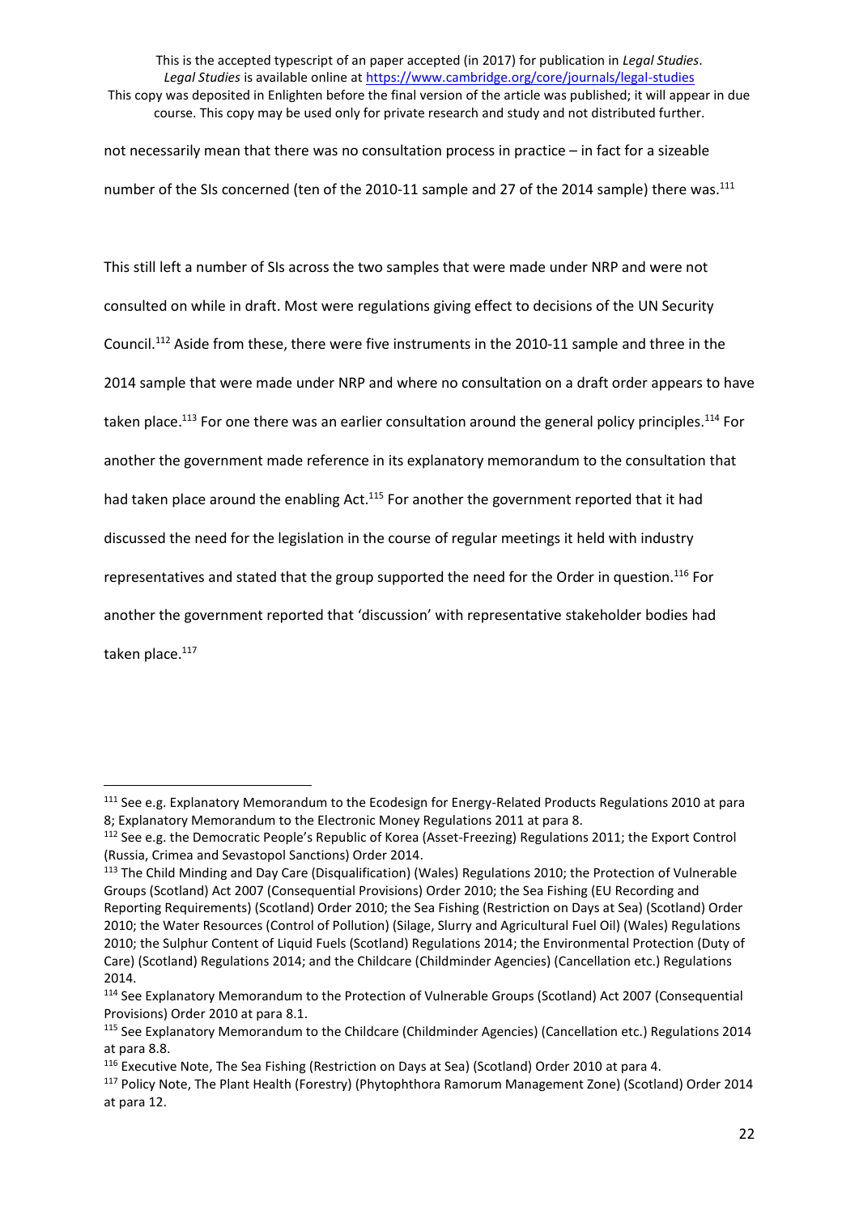not necessarily mean that there was no consultation process in practice – in fact for a sizeable number of the SIs concerned (ten of the 2010-11 sample and 27 of the 2014 sample) there was.[111]

This still left a number of SIs across the two samples that were made under NRP and were not consulted on while in draft. Most were regulations giving effect to decisions of the UN Security Council.[112] Aside from these, there were five instruments in the 2010-11 sample and three in the 2014 sample that were made under NRP and where no consultation on a draft order appears to have taken place.[113] For one there was an earlier consultation around the general policy principles.[114] For another the government made reference in its explanatory memorandum to the consultation that had taken place around the enabling Act.[115] For another the government reported that it had discussed the need for the legislation in the course of regular meetings it held with industry representatives and stated that the group supported the need for the Order in question.[116] For another the government reported that 'discussion' with representative stakeholder bodies had taken place.[117]

---

[111] See e.g. Explanatory Memorandum to the Ecodesign for Energy-Related Products Regulations 2010 at para 8; Explanatory Memorandum to the Electronic Money Regulations 2011 at para 8.

[112] See e.g. the Democratic People's Republic of Korea (Asset-Freezing) Regulations 2011; the Export Control (Russia, Crimea and Sevastopol Sanctions) Order 2014.

[113] The Child Minding and Day Care (Disqualification) (Wales) Regulations 2010; the Protection of Vulnerable Groups (Scotland) Act 2007 (Consequential Provisions) Order 2010; the Sea Fishing (EU Recording and Reporting Requirements) (Scotland) Order 2010; the Sea Fishing (Restriction on Days at Sea) (Scotland) Order 2010; the Water Resources (Control of Pollution) (Silage, Slurry and Agricultural Fuel Oil) (Wales) Regulations 2010; the Sulphur Content of Liquid Fuels (Scotland) Regulations 2014; the Environmental Protection (Duty of Care) (Scotland) Regulations 2014; and the Childcare (Childminder Agencies) (Cancellation etc.) Regulations 2014.

[114] See Explanatory Memorandum to the Protection of Vulnerable Groups (Scotland) Act 2007 (Consequential Provisions) Order 2010 at para 8.1.

[115] See Explanatory Memorandum to the Childcare (Childminder Agencies) (Cancellation etc.) Regulations 2014 at para 8.8.

[116] Executive Note, The Sea Fishing (Restriction on Days at Sea) (Scotland) Order 2010 at para 4.

[117] Policy Note, The Plant Health (Forestry) (Phytophthora Ramorum Management Zone) (Scotland) Order 2014 at para 12.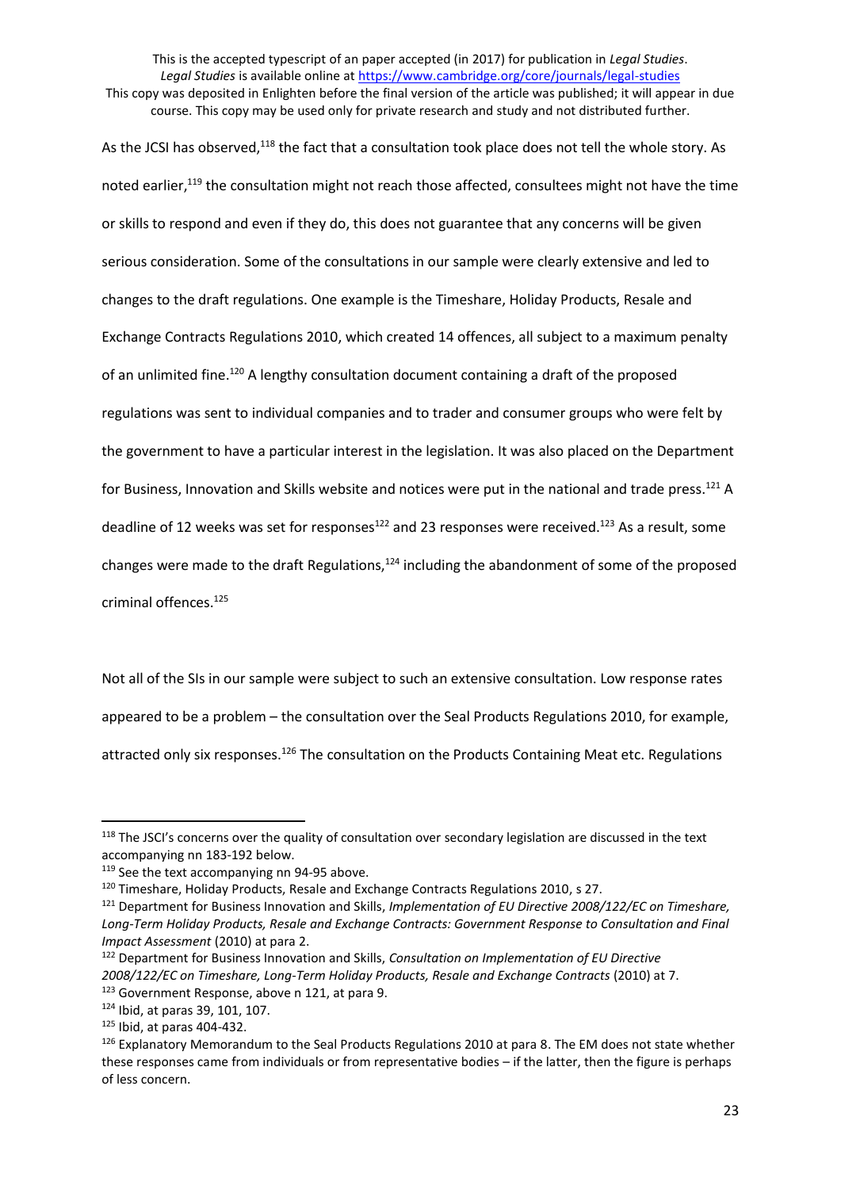As the JCSI has observed,[118] the fact that a consultation took place does not tell the whole story. As noted earlier,[119] the consultation might not reach those affected, consultees might not have the time or skills to respond and even if they do, this does not guarantee that any concerns will be given serious consideration. Some of the consultations in our sample were clearly extensive and led to changes to the draft regulations. One example is the Timeshare, Holiday Products, Resale and Exchange Contracts Regulations 2010, which created 14 offences, all subject to a maximum penalty of an unlimited fine.[120] A lengthy consultation document containing a draft of the proposed regulations was sent to individual companies and to trader and consumer groups who were felt by the government to have a particular interest in the legislation. It was also placed on the Department for Business, Innovation and Skills website and notices were put in the national and trade press.[121] A deadline of 12 weeks was set for responses[122] and 23 responses were received.[123] As a result, some changes were made to the draft Regulations,[124] including the abandonment of some of the proposed criminal offences.[125]

Not all of the SIs in our sample were subject to such an extensive consultation. Low response rates appeared to be a problem – the consultation over the Seal Products Regulations 2010, for example, attracted only six responses.[126] The consultation on the Products Containing Meat etc. Regulations

---

[118] The JSCI's concerns over the quality of consultation over secondary legislation are discussed in the text accompanying nn 183-192 below.

[119] See the text accompanying nn 94-95 above.

[120] Timeshare, Holiday Products, Resale and Exchange Contracts Regulations 2010, s 27.

[121] Department for Business Innovation and Skills, *Implementation of EU Directive 2008/122/EC on Timeshare, Long-Term Holiday Products, Resale and Exchange Contracts: Government Response to Consultation and Final Impact Assessment* (2010) at para 2.

[122] Department for Business Innovation and Skills, *Consultation on Implementation of EU Directive 2008/122/EC on Timeshare, Long-Term Holiday Products, Resale and Exchange Contracts* (2010) at 7.

[123] Government Response, above n 121, at para 9.

[124] Ibid, at paras 39, 101, 107.

[125] Ibid, at paras 404-432.

[126] Explanatory Memorandum to the Seal Products Regulations 2010 at para 8. The EM does not state whether these responses came from individuals or from representative bodies – if the latter, then the figure is perhaps of less concern.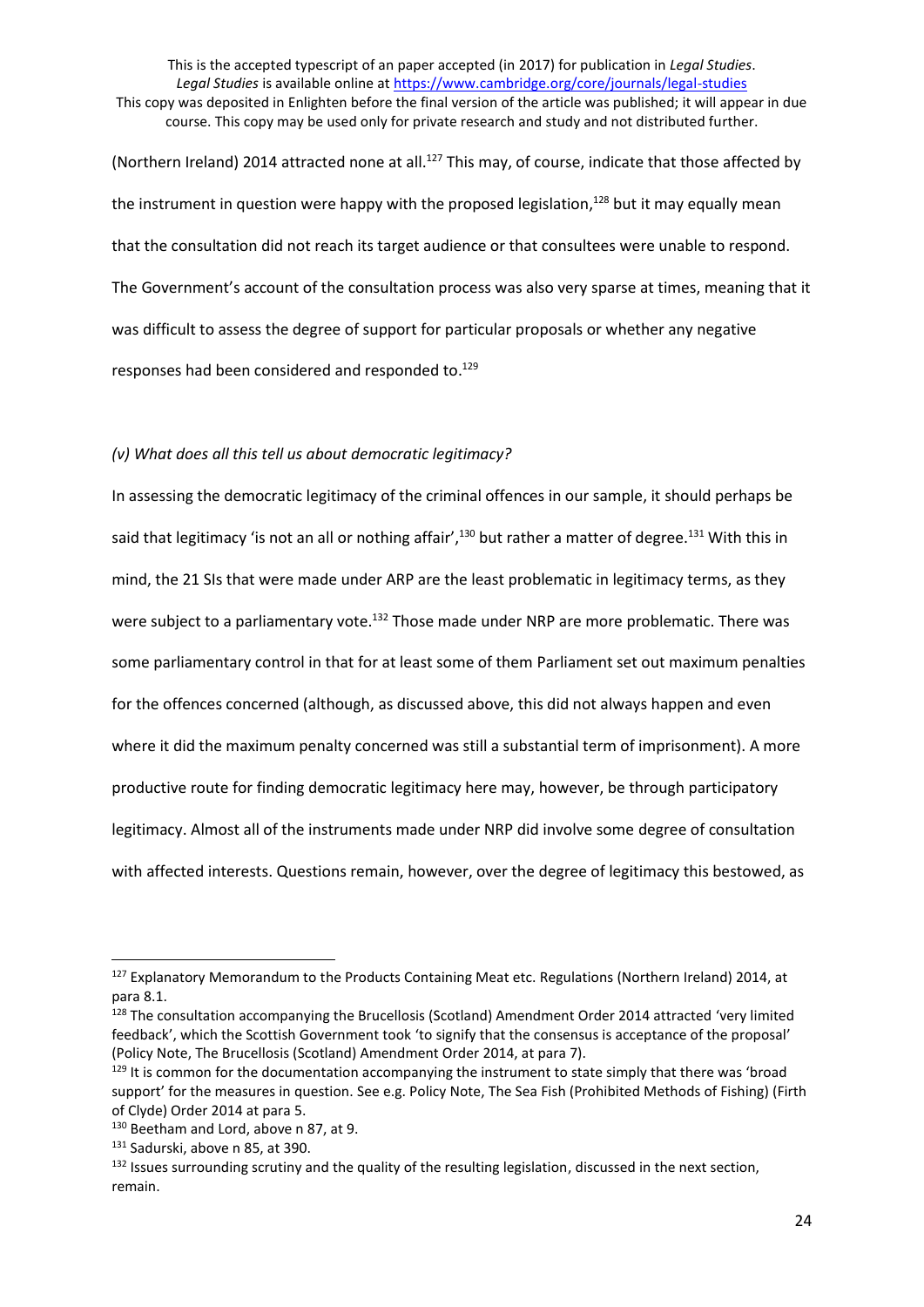(Northern Ireland) 2014 attracted none at all.[127] This may, of course, indicate that those affected by the instrument in question were happy with the proposed legislation,[128] but it may equally mean that the consultation did not reach its target audience or that consultees were unable to respond. The Government's account of the consultation process was also very sparse at times, meaning that it was difficult to assess the degree of support for particular proposals or whether any negative responses had been considered and responded to.[129]

*(v) What does all this tell us about democratic legitimacy?*

In assessing the democratic legitimacy of the criminal offences in our sample, it should perhaps be said that legitimacy 'is not an all or nothing affair',[130] but rather a matter of degree.[131] With this in mind, the 21 SIs that were made under ARP are the least problematic in legitimacy terms, as they were subject to a parliamentary vote.[132] Those made under NRP are more problematic. There was some parliamentary control in that for at least some of them Parliament set out maximum penalties for the offences concerned (although, as discussed above, this did not always happen and even where it did the maximum penalty concerned was still a substantial term of imprisonment). A more productive route for finding democratic legitimacy here may, however, be through participatory legitimacy. Almost all of the instruments made under NRP did involve some degree of consultation with affected interests. Questions remain, however, over the degree of legitimacy this bestowed, as

---

[127] Explanatory Memorandum to the Products Containing Meat etc. Regulations (Northern Ireland) 2014, at para 8.1.

[128] The consultation accompanying the Brucellosis (Scotland) Amendment Order 2014 attracted 'very limited feedback', which the Scottish Government took 'to signify that the consensus is acceptance of the proposal' (Policy Note, The Brucellosis (Scotland) Amendment Order 2014, at para 7).

[129] It is common for the documentation accompanying the instrument to state simply that there was 'broad support' for the measures in question. See e.g. Policy Note, The Sea Fish (Prohibited Methods of Fishing) (Firth of Clyde) Order 2014 at para 5.

[130] Beetham and Lord, above n 87, at 9.

[131] Sadurski, above n 85, at 390.

[132] Issues surrounding scrutiny and the quality of the resulting legislation, discussed in the next section, remain.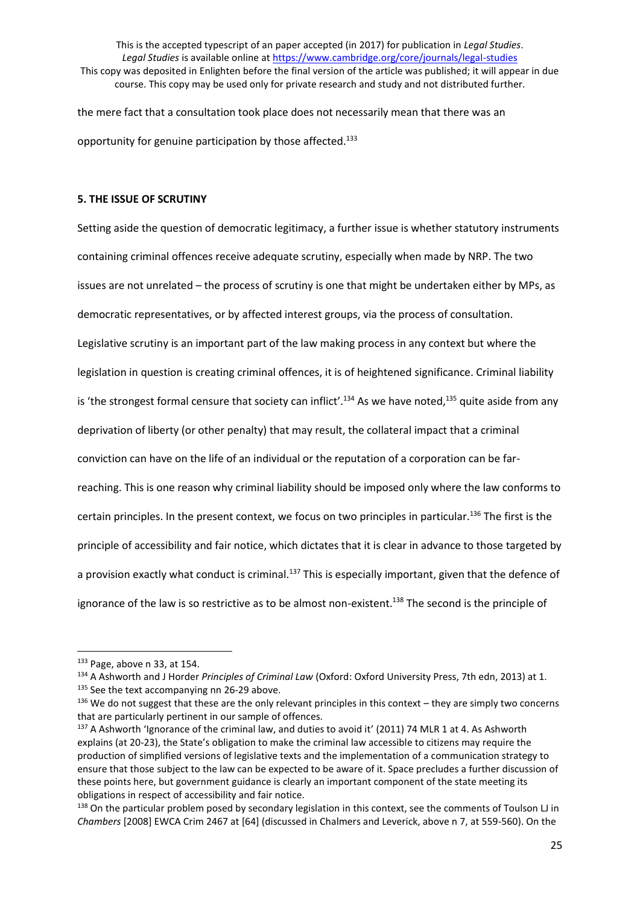the mere fact that a consultation took place does not necessarily mean that there was an opportunity for genuine participation by those affected.[133]

**5. THE ISSUE OF SCRUTINY**

Setting aside the question of democratic legitimacy, a further issue is whether statutory instruments containing criminal offences receive adequate scrutiny, especially when made by NRP. The two issues are not unrelated – the process of scrutiny is one that might be undertaken either by MPs, as democratic representatives, or by affected interest groups, via the process of consultation. Legislative scrutiny is an important part of the law making process in any context but where the legislation in question is creating criminal offences, it is of heightened significance. Criminal liability is 'the strongest formal censure that society can inflict'.[134] As we have noted,[135] quite aside from any deprivation of liberty (or other penalty) that may result, the collateral impact that a criminal conviction can have on the life of an individual or the reputation of a corporation can be far-reaching. This is one reason why criminal liability should be imposed only where the law conforms to certain principles. In the present context, we focus on two principles in particular.[136] The first is the principle of accessibility and fair notice, which dictates that it is clear in advance to those targeted by a provision exactly what conduct is criminal.[137] This is especially important, given that the defence of ignorance of the law is so restrictive as to be almost non-existent.[138] The second is the principle of

---

[133] Page, above n 33, at 154.

[134] A Ashworth and J Horder *Principles of Criminal Law* (Oxford: Oxford University Press, 7th edn, 2013) at 1.

[135] See the text accompanying nn 26-29 above.

[136] We do not suggest that these are the only relevant principles in this context – they are simply two concerns that are particularly pertinent in our sample of offences.

[137] A Ashworth 'Ignorance of the criminal law, and duties to avoid it' (2011) 74 MLR 1 at 4. As Ashworth explains (at 20-23), the State's obligation to make the criminal law accessible to citizens may require the production of simplified versions of legislative texts and the implementation of a communication strategy to ensure that those subject to the law can be expected to be aware of it. Space precludes a further discussion of these points here, but government guidance is clearly an important component of the state meeting its obligations in respect of accessibility and fair notice.

[138] On the particular problem posed by secondary legislation in this context, see the comments of Toulson LJ in *Chambers* [2008] EWCA Crim 2467 at [64] (discussed in Chalmers and Leverick, above n 7, at 559-560). On the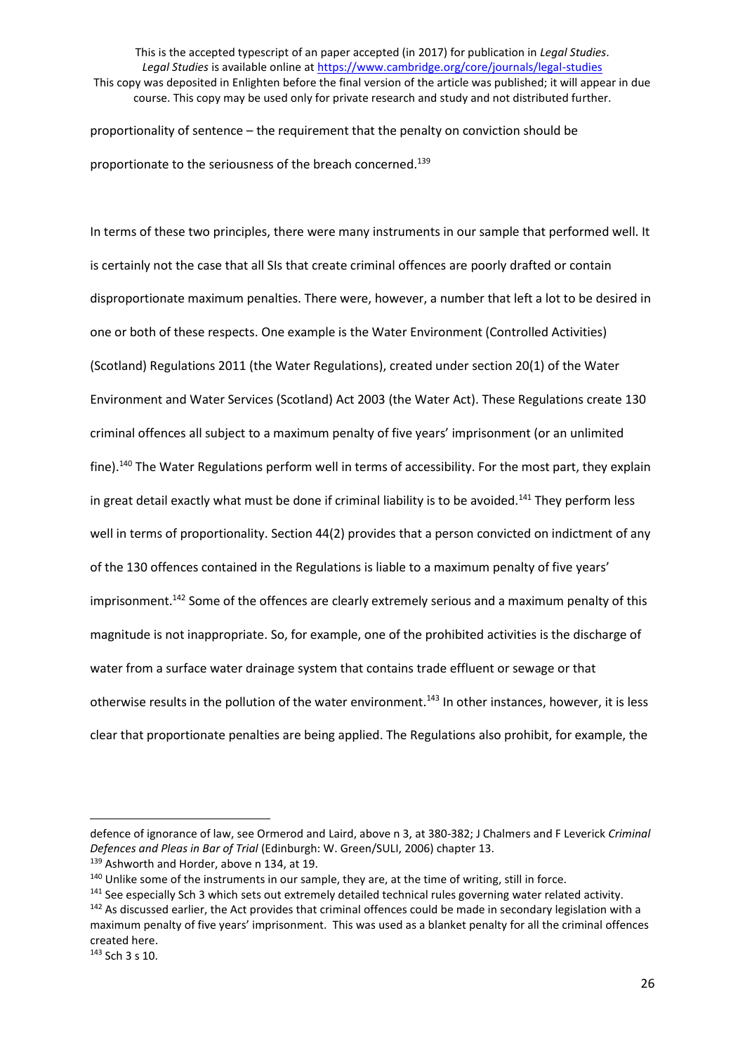proportionality of sentence – the requirement that the penalty on conviction should be proportionate to the seriousness of the breach concerned.[139]

In terms of these two principles, there were many instruments in our sample that performed well. It is certainly not the case that all SIs that create criminal offences are poorly drafted or contain disproportionate maximum penalties. There were, however, a number that left a lot to be desired in one or both of these respects. One example is the Water Environment (Controlled Activities) (Scotland) Regulations 2011 (the Water Regulations), created under section 20(1) of the Water Environment and Water Services (Scotland) Act 2003 (the Water Act). These Regulations create 130 criminal offences all subject to a maximum penalty of five years' imprisonment (or an unlimited fine).[140] The Water Regulations perform well in terms of accessibility. For the most part, they explain in great detail exactly what must be done if criminal liability is to be avoided.[141] They perform less well in terms of proportionality. Section 44(2) provides that a person convicted on indictment of any of the 130 offences contained in the Regulations is liable to a maximum penalty of five years' imprisonment.[142] Some of the offences are clearly extremely serious and a maximum penalty of this magnitude is not inappropriate. So, for example, one of the prohibited activities is the discharge of water from a surface water drainage system that contains trade effluent or sewage or that otherwise results in the pollution of the water environment.[143] In other instances, however, it is less clear that proportionate penalties are being applied. The Regulations also prohibit, for example, the

---

defence of ignorance of law, see Ormerod and Laird, above n 3, at 380-382; J Chalmers and F Leverick *Criminal Defences and Pleas in Bar of Trial* (Edinburgh: W. Green/SULI, 2006) chapter 13.

[139] Ashworth and Horder, above n 134, at 19.

[140] Unlike some of the instruments in our sample, they are, at the time of writing, still in force.

[141] See especially Sch 3 which sets out extremely detailed technical rules governing water related activity.

[142] As discussed earlier, the Act provides that criminal offences could be made in secondary legislation with a maximum penalty of five years' imprisonment. This was used as a blanket penalty for all the criminal offences created here.

[143] Sch 3 s 10.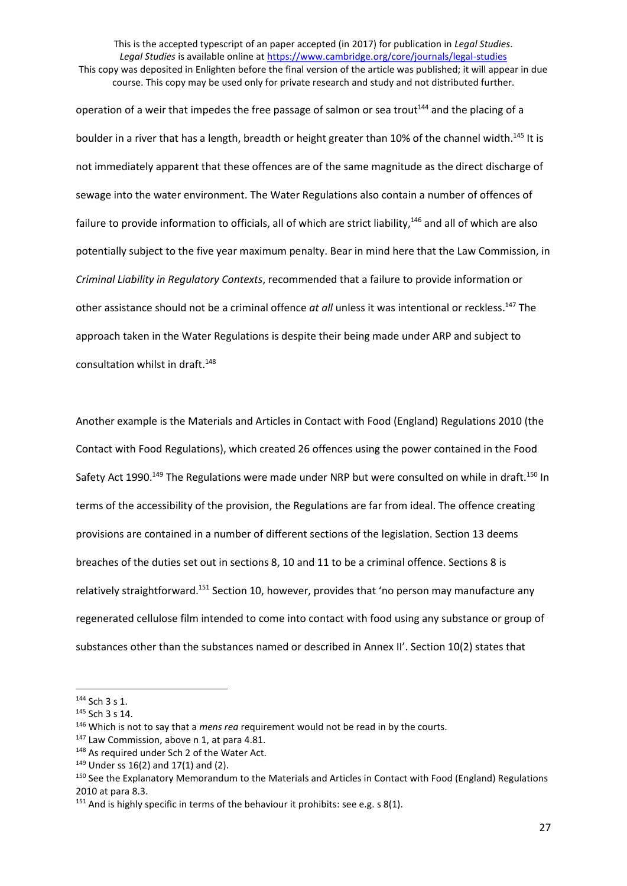operation of a weir that impedes the free passage of salmon or sea trout[144] and the placing of a boulder in a river that has a length, breadth or height greater than 10% of the channel width.[145] It is not immediately apparent that these offences are of the same magnitude as the direct discharge of sewage into the water environment. The Water Regulations also contain a number of offences of failure to provide information to officials, all of which are strict liability,[146] and all of which are also potentially subject to the five year maximum penalty. Bear in mind here that the Law Commission, in *Criminal Liability in Regulatory Contexts*, recommended that a failure to provide information or other assistance should not be a criminal offence *at all* unless it was intentional or reckless.[147] The approach taken in the Water Regulations is despite their being made under ARP and subject to consultation whilst in draft.[148]

Another example is the Materials and Articles in Contact with Food (England) Regulations 2010 (the Contact with Food Regulations), which created 26 offences using the power contained in the Food Safety Act 1990.[149] The Regulations were made under NRP but were consulted on while in draft.[150] In terms of the accessibility of the provision, the Regulations are far from ideal. The offence creating provisions are contained in a number of different sections of the legislation. Section 13 deems breaches of the duties set out in sections 8, 10 and 11 to be a criminal offence. Sections 8 is relatively straightforward.[151] Section 10, however, provides that 'no person may manufacture any regenerated cellulose film intended to come into contact with food using any substance or group of substances other than the substances named or described in Annex II'. Section 10(2) states that

---

[144] Sch 3 s 1.

[145] Sch 3 s 14.

[146] Which is not to say that a *mens rea* requirement would not be read in by the courts.

[147] Law Commission, above n 1, at para 4.81.

[148] As required under Sch 2 of the Water Act.

[149] Under ss 16(2) and 17(1) and (2).

[150] See the Explanatory Memorandum to the Materials and Articles in Contact with Food (England) Regulations 2010 at para 8.3.

[151] And is highly specific in terms of the behaviour it prohibits: see e.g. s 8(1).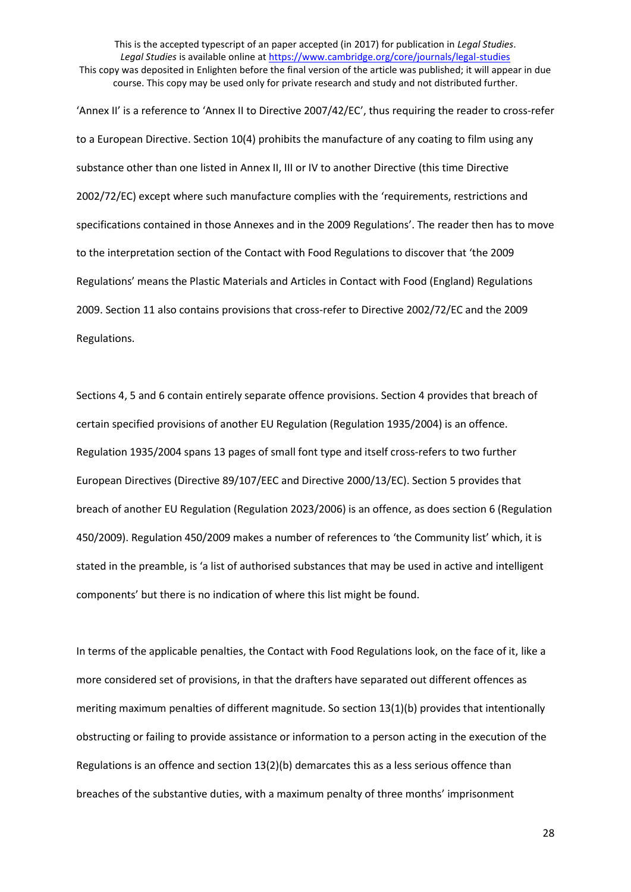'Annex II' is a reference to 'Annex II to Directive 2007/42/EC', thus requiring the reader to cross-refer to a European Directive. Section 10(4) prohibits the manufacture of any coating to film using any substance other than one listed in Annex II, III or IV to another Directive (this time Directive 2002/72/EC) except where such manufacture complies with the 'requirements, restrictions and specifications contained in those Annexes and in the 2009 Regulations'. The reader then has to move to the interpretation section of the Contact with Food Regulations to discover that 'the 2009 Regulations' means the Plastic Materials and Articles in Contact with Food (England) Regulations 2009. Section 11 also contains provisions that cross-refer to Directive 2002/72/EC and the 2009 Regulations.

Sections 4, 5 and 6 contain entirely separate offence provisions. Section 4 provides that breach of certain specified provisions of another EU Regulation (Regulation 1935/2004) is an offence. Regulation 1935/2004 spans 13 pages of small font type and itself cross-refers to two further European Directives (Directive 89/107/EEC and Directive 2000/13/EC). Section 5 provides that breach of another EU Regulation (Regulation 2023/2006) is an offence, as does section 6 (Regulation 450/2009). Regulation 450/2009 makes a number of references to 'the Community list' which, it is stated in the preamble, is 'a list of authorised substances that may be used in active and intelligent components' but there is no indication of where this list might be found.

In terms of the applicable penalties, the Contact with Food Regulations look, on the face of it, like a more considered set of provisions, in that the drafters have separated out different offences as meriting maximum penalties of different magnitude. So section 13(1)(b) provides that intentionally obstructing or failing to provide assistance or information to a person acting in the execution of the Regulations is an offence and section 13(2)(b) demarcates this as a less serious offence than breaches of the substantive duties, with a maximum penalty of three months' imprisonment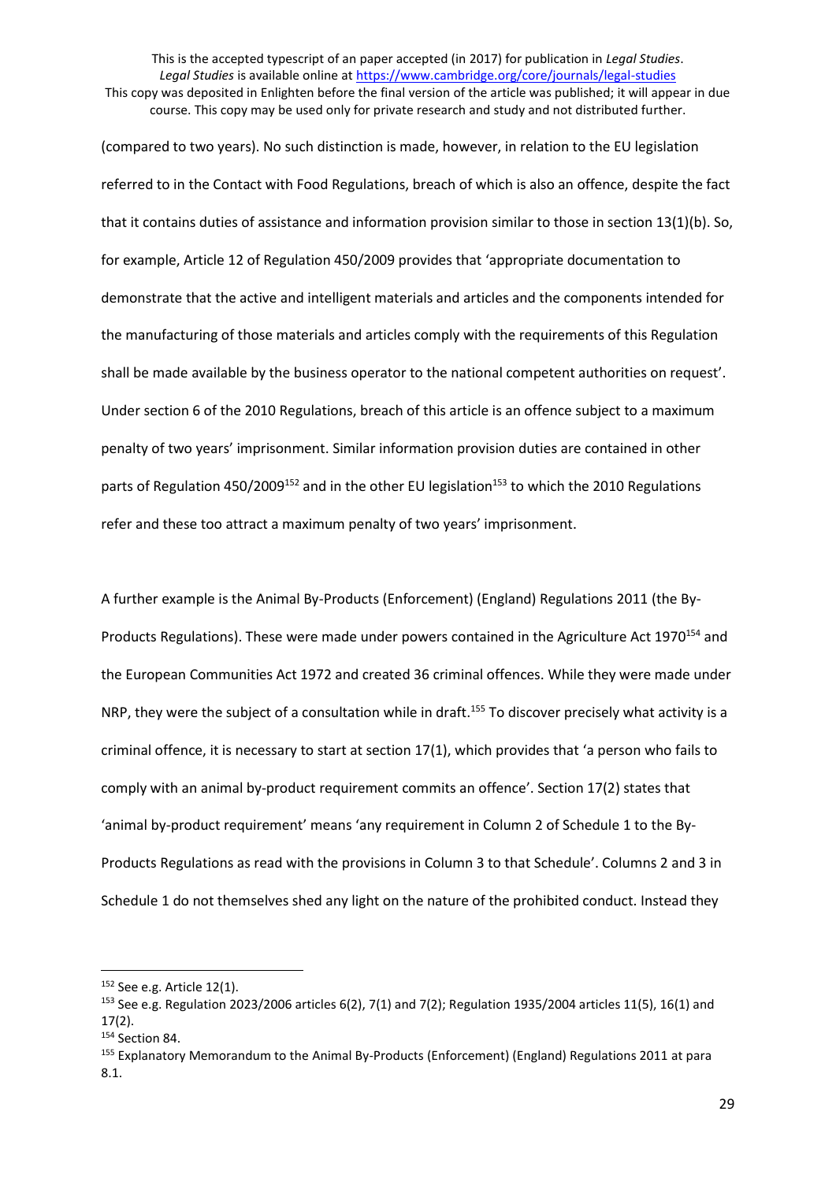(compared to two years). No such distinction is made, however, in relation to the EU legislation referred to in the Contact with Food Regulations, breach of which is also an offence, despite the fact that it contains duties of assistance and information provision similar to those in section 13(1)(b). So, for example, Article 12 of Regulation 450/2009 provides that 'appropriate documentation to demonstrate that the active and intelligent materials and articles and the components intended for the manufacturing of those materials and articles comply with the requirements of this Regulation shall be made available by the business operator to the national competent authorities on request'. Under section 6 of the 2010 Regulations, breach of this article is an offence subject to a maximum penalty of two years' imprisonment. Similar information provision duties are contained in other parts of Regulation 450/2009[152] and in the other EU legislation[153] to which the 2010 Regulations refer and these too attract a maximum penalty of two years' imprisonment.

A further example is the Animal By-Products (Enforcement) (England) Regulations 2011 (the By-Products Regulations). These were made under powers contained in the Agriculture Act 1970[154] and the European Communities Act 1972 and created 36 criminal offences. While they were made under NRP, they were the subject of a consultation while in draft.[155] To discover precisely what activity is a criminal offence, it is necessary to start at section 17(1), which provides that 'a person who fails to comply with an animal by-product requirement commits an offence'. Section 17(2) states that 'animal by-product requirement' means 'any requirement in Column 2 of Schedule 1 to the By-Products Regulations as read with the provisions in Column 3 to that Schedule'. Columns 2 and 3 in Schedule 1 do not themselves shed any light on the nature of the prohibited conduct. Instead they

---

[152] See e.g. Article 12(1).

[153] See e.g. Regulation 2023/2006 articles 6(2), 7(1) and 7(2); Regulation 1935/2004 articles 11(5), 16(1) and 17(2).

[154] Section 84.

[155] Explanatory Memorandum to the Animal By-Products (Enforcement) (England) Regulations 2011 at para 8.1.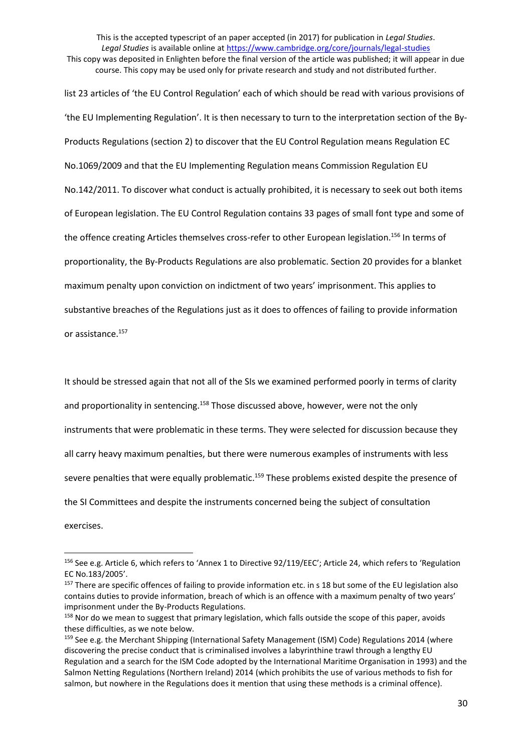list 23 articles of 'the EU Control Regulation' each of which should be read with various provisions of 'the EU Implementing Regulation'. It is then necessary to turn to the interpretation section of the By-Products Regulations (section 2) to discover that the EU Control Regulation means Regulation EC No.1069/2009 and that the EU Implementing Regulation means Commission Regulation EU No.142/2011. To discover what conduct is actually prohibited, it is necessary to seek out both items of European legislation. The EU Control Regulation contains 33 pages of small font type and some of the offence creating Articles themselves cross-refer to other European legislation.[156] In terms of proportionality, the By-Products Regulations are also problematic. Section 20 provides for a blanket maximum penalty upon conviction on indictment of two years' imprisonment. This applies to substantive breaches of the Regulations just as it does to offences of failing to provide information or assistance.[157]

It should be stressed again that not all of the SIs we examined performed poorly in terms of clarity and proportionality in sentencing.[158] Those discussed above, however, were not the only instruments that were problematic in these terms. They were selected for discussion because they all carry heavy maximum penalties, but there were numerous examples of instruments with less severe penalties that were equally problematic.[159] These problems existed despite the presence of the SI Committees and despite the instruments concerned being the subject of consultation exercises.

---

[156] See e.g. Article 6, which refers to 'Annex 1 to Directive 92/119/EEC'; Article 24, which refers to 'Regulation EC No.183/2005'.

[157] There are specific offences of failing to provide information etc. in s 18 but some of the EU legislation also contains duties to provide information, breach of which is an offence with a maximum penalty of two years' imprisonment under the By-Products Regulations.

[158] Nor do we mean to suggest that primary legislation, which falls outside the scope of this paper, avoids these difficulties, as we note below.

[159] See e.g. the Merchant Shipping (International Safety Management (ISM) Code) Regulations 2014 (where discovering the precise conduct that is criminalised involves a labyrinthine trawl through a lengthy EU Regulation and a search for the ISM Code adopted by the International Maritime Organisation in 1993) and the Salmon Netting Regulations (Northern Ireland) 2014 (which prohibits the use of various methods to fish for salmon, but nowhere in the Regulations does it mention that using these methods is a criminal offence).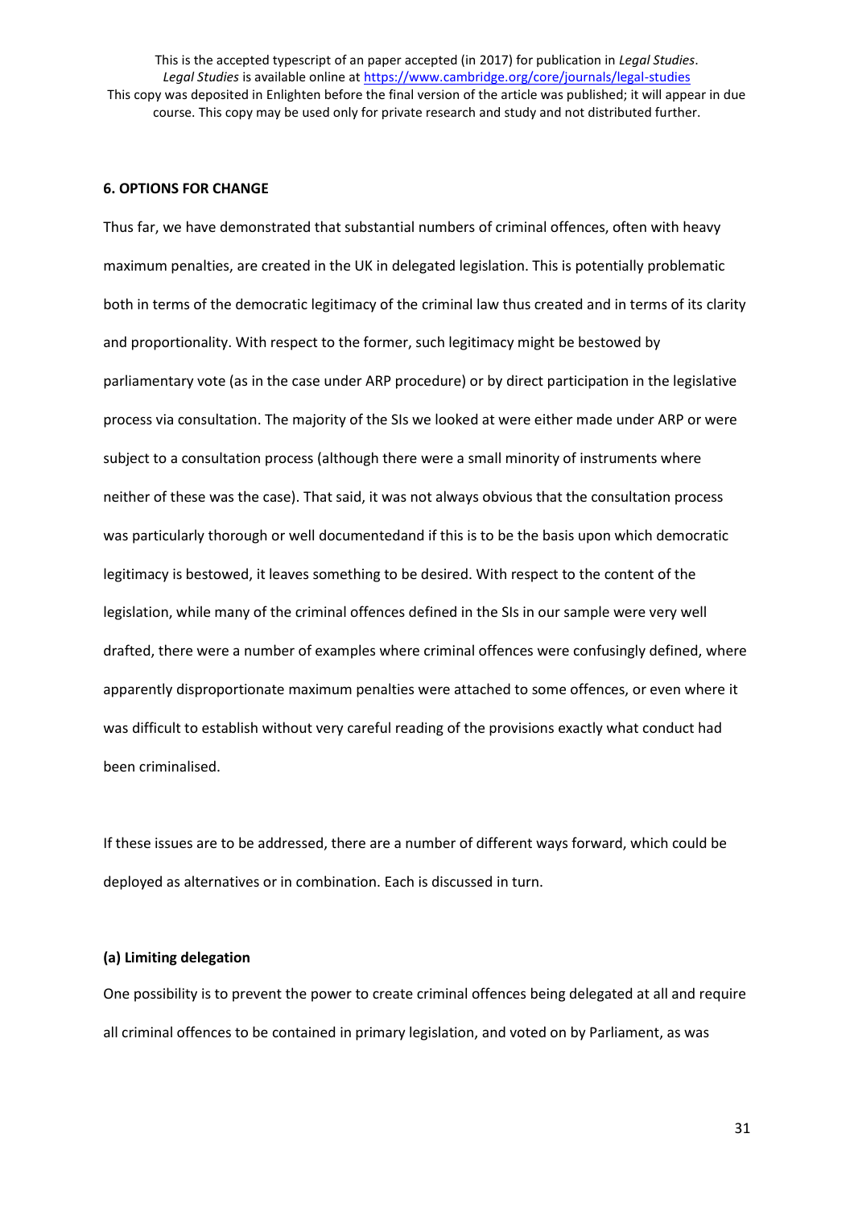## 6. OPTIONS FOR CHANGE

Thus far, we have demonstrated that substantial numbers of criminal offences, often with heavy maximum penalties, are created in the UK in delegated legislation. This is potentially problematic both in terms of the democratic legitimacy of the criminal law thus created and in terms of its clarity and proportionality. With respect to the former, such legitimacy might be bestowed by parliamentary vote (as in the case under ARP procedure) or by direct participation in the legislative process via consultation. The majority of the SIs we looked at were either made under ARP or were subject to a consultation process (although there were a small minority of instruments where neither of these was the case). That said, it was not always obvious that the consultation process was particularly thorough or well documentedand if this is to be the basis upon which democratic legitimacy is bestowed, it leaves something to be desired. With respect to the content of the legislation, while many of the criminal offences defined in the SIs in our sample were very well drafted, there were a number of examples where criminal offences were confusingly defined, where apparently disproportionate maximum penalties were attached to some offences, or even where it was difficult to establish without very careful reading of the provisions exactly what conduct had been criminalised.

If these issues are to be addressed, there are a number of different ways forward, which could be deployed as alternatives or in combination. Each is discussed in turn.

### (a) Limiting delegation

One possibility is to prevent the power to create criminal offences being delegated at all and require all criminal offences to be contained in primary legislation, and voted on by Parliament, as was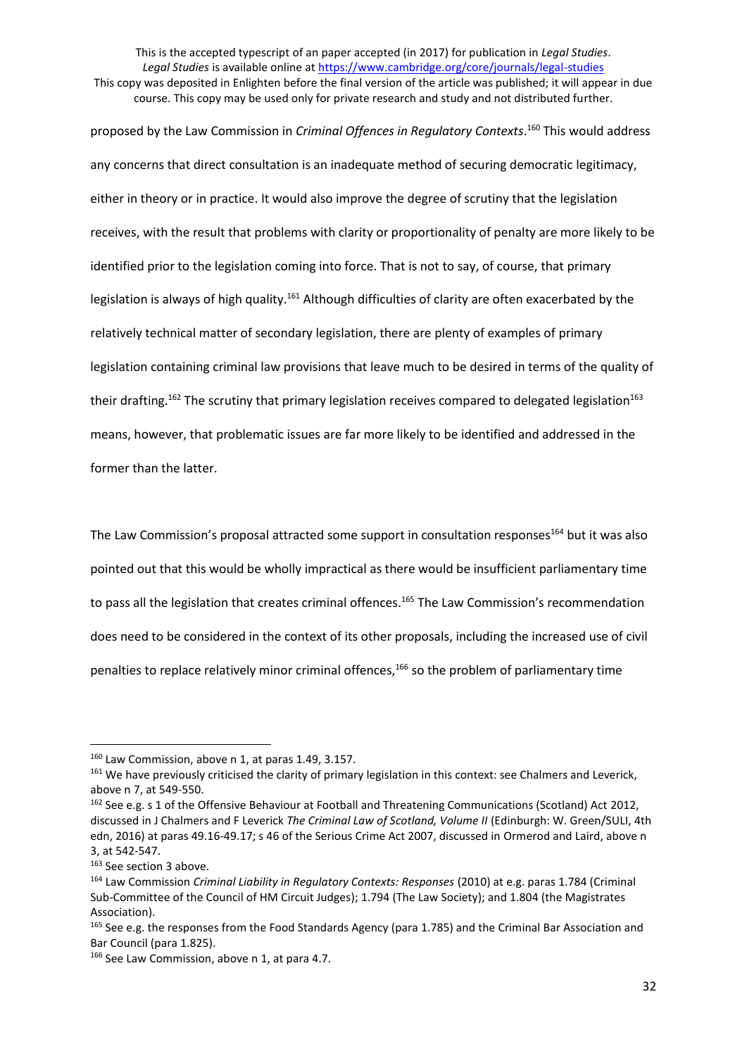proposed by the Law Commission in *Criminal Offences in Regulatory Contexts*.[160] This would address any concerns that direct consultation is an inadequate method of securing democratic legitimacy, either in theory or in practice. It would also improve the degree of scrutiny that the legislation receives, with the result that problems with clarity or proportionality of penalty are more likely to be identified prior to the legislation coming into force. That is not to say, of course, that primary legislation is always of high quality.[161] Although difficulties of clarity are often exacerbated by the relatively technical matter of secondary legislation, there are plenty of examples of primary legislation containing criminal law provisions that leave much to be desired in terms of the quality of their drafting.[162] The scrutiny that primary legislation receives compared to delegated legislation[163] means, however, that problematic issues are far more likely to be identified and addressed in the former than the latter.

The Law Commission's proposal attracted some support in consultation responses[164] but it was also pointed out that this would be wholly impractical as there would be insufficient parliamentary time to pass all the legislation that creates criminal offences.[165] The Law Commission's recommendation does need to be considered in the context of its other proposals, including the increased use of civil penalties to replace relatively minor criminal offences,[166] so the problem of parliamentary time

---

[160] Law Commission, above n 1, at paras 1.49, 3.157.

[161] We have previously criticised the clarity of primary legislation in this context: see Chalmers and Leverick, above n 7, at 549-550.

[162] See e.g. s 1 of the Offensive Behaviour at Football and Threatening Communications (Scotland) Act 2012, discussed in J Chalmers and F Leverick *The Criminal Law of Scotland, Volume II* (Edinburgh: W. Green/SULI, 4th edn, 2016) at paras 49.16-49.17; s 46 of the Serious Crime Act 2007, discussed in Ormerod and Laird, above n 3, at 542-547.

[163] See section 3 above.

[164] Law Commission *Criminal Liability in Regulatory Contexts: Responses* (2010) at e.g. paras 1.784 (Criminal Sub-Committee of the Council of HM Circuit Judges); 1.794 (The Law Society); and 1.804 (the Magistrates Association).

[165] See e.g. the responses from the Food Standards Agency (para 1.785) and the Criminal Bar Association and Bar Council (para 1.825).

[166] See Law Commission, above n 1, at para 4.7.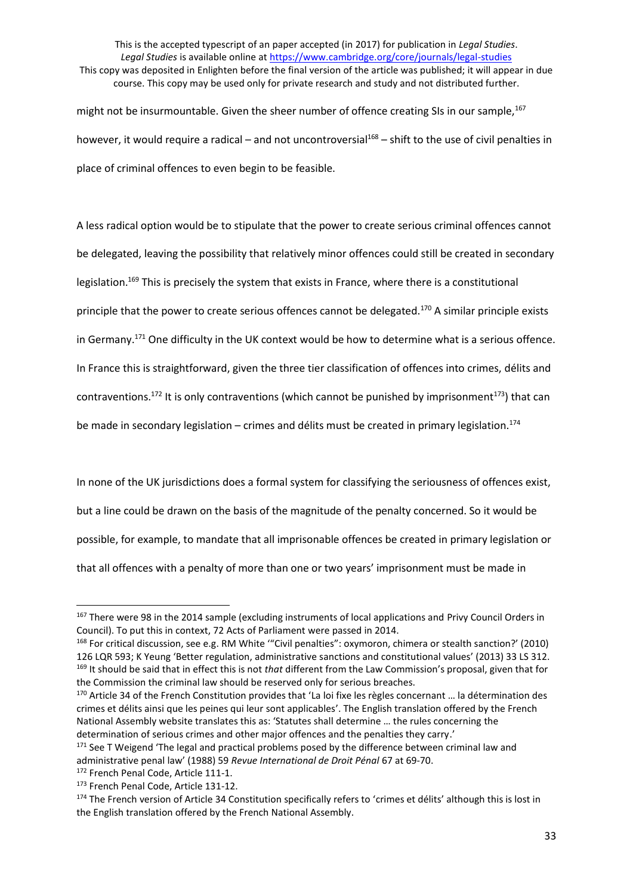might not be insurmountable. Given the sheer number of offence creating SIs in our sample,[167] however, it would require a radical – and not uncontroversial[168] – shift to the use of civil penalties in place of criminal offences to even begin to be feasible.

A less radical option would be to stipulate that the power to create serious criminal offences cannot be delegated, leaving the possibility that relatively minor offences could still be created in secondary legislation.[169] This is precisely the system that exists in France, where there is a constitutional principle that the power to create serious offences cannot be delegated.[170] A similar principle exists in Germany.[171] One difficulty in the UK context would be how to determine what is a serious offence. In France this is straightforward, given the three tier classification of offences into crimes, délits and contraventions.[172] It is only contraventions (which cannot be punished by imprisonment[173]) that can be made in secondary legislation – crimes and délits must be created in primary legislation.[174]

In none of the UK jurisdictions does a formal system for classifying the seriousness of offences exist, but a line could be drawn on the basis of the magnitude of the penalty concerned. So it would be possible, for example, to mandate that all imprisonable offences be created in primary legislation or that all offences with a penalty of more than one or two years' imprisonment must be made in

---

[167] There were 98 in the 2014 sample (excluding instruments of local applications and Privy Council Orders in Council). To put this in context, 72 Acts of Parliament were passed in 2014.

[168] For critical discussion, see e.g. RM White '"Civil penalties": oxymoron, chimera or stealth sanction?' (2010) 126 LQR 593; K Yeung 'Better regulation, administrative sanctions and constitutional values' (2013) 33 LS 312.

[169] It should be said that in effect this is not *that* different from the Law Commission's proposal, given that for the Commission the criminal law should be reserved only for serious breaches.

[170] Article 34 of the French Constitution provides that 'La loi fixe les règles concernant … la détermination des crimes et délits ainsi que les peines qui leur sont applicables'. The English translation offered by the French National Assembly website translates this as: 'Statutes shall determine … the rules concerning the determination of serious crimes and other major offences and the penalties they carry.'

[171] See T Weigend 'The legal and practical problems posed by the difference between criminal law and administrative penal law' (1988) 59 *Revue International de Droit Pénal* 67 at 69-70.

[172] French Penal Code, Article 111-1.

[173] French Penal Code, Article 131-12.

[174] The French version of Article 34 Constitution specifically refers to 'crimes et délits' although this is lost in the English translation offered by the French National Assembly.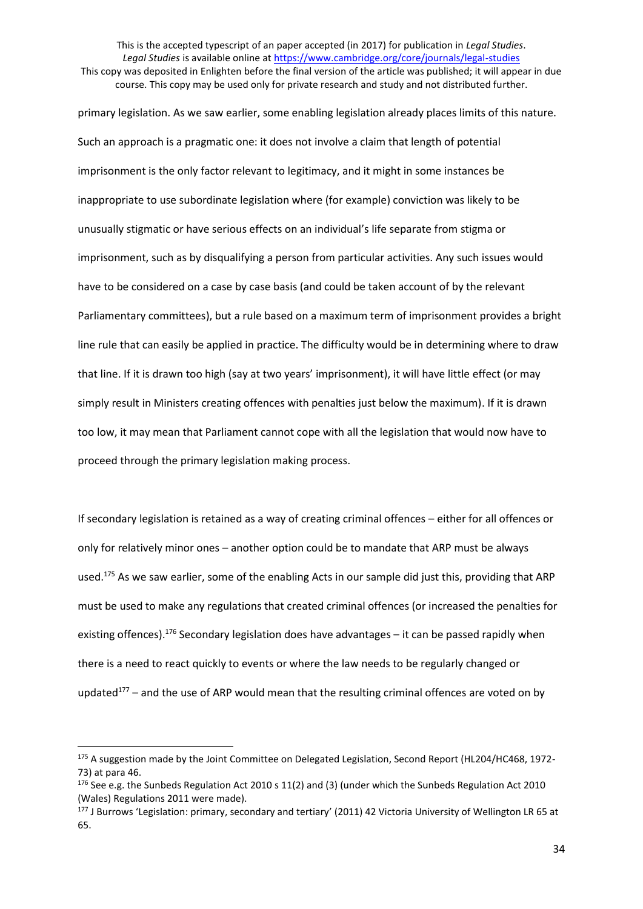primary legislation. As we saw earlier, some enabling legislation already places limits of this nature. Such an approach is a pragmatic one: it does not involve a claim that length of potential imprisonment is the only factor relevant to legitimacy, and it might in some instances be inappropriate to use subordinate legislation where (for example) conviction was likely to be unusually stigmatic or have serious effects on an individual's life separate from stigma or imprisonment, such as by disqualifying a person from particular activities. Any such issues would have to be considered on a case by case basis (and could be taken account of by the relevant Parliamentary committees), but a rule based on a maximum term of imprisonment provides a bright line rule that can easily be applied in practice. The difficulty would be in determining where to draw that line. If it is drawn too high (say at two years' imprisonment), it will have little effect (or may simply result in Ministers creating offences with penalties just below the maximum). If it is drawn too low, it may mean that Parliament cannot cope with all the legislation that would now have to proceed through the primary legislation making process.

If secondary legislation is retained as a way of creating criminal offences – either for all offences or only for relatively minor ones – another option could be to mandate that ARP must be always used.[175] As we saw earlier, some of the enabling Acts in our sample did just this, providing that ARP must be used to make any regulations that created criminal offences (or increased the penalties for existing offences).[176] Secondary legislation does have advantages – it can be passed rapidly when there is a need to react quickly to events or where the law needs to be regularly changed or updated[177] – and the use of ARP would mean that the resulting criminal offences are voted on by

---

[175] A suggestion made by the Joint Committee on Delegated Legislation, Second Report (HL204/HC468, 1972-73) at para 46.

[176] See e.g. the Sunbeds Regulation Act 2010 s 11(2) and (3) (under which the Sunbeds Regulation Act 2010 (Wales) Regulations 2011 were made).

[177] J Burrows 'Legislation: primary, secondary and tertiary' (2011) 42 Victoria University of Wellington LR 65 at 65.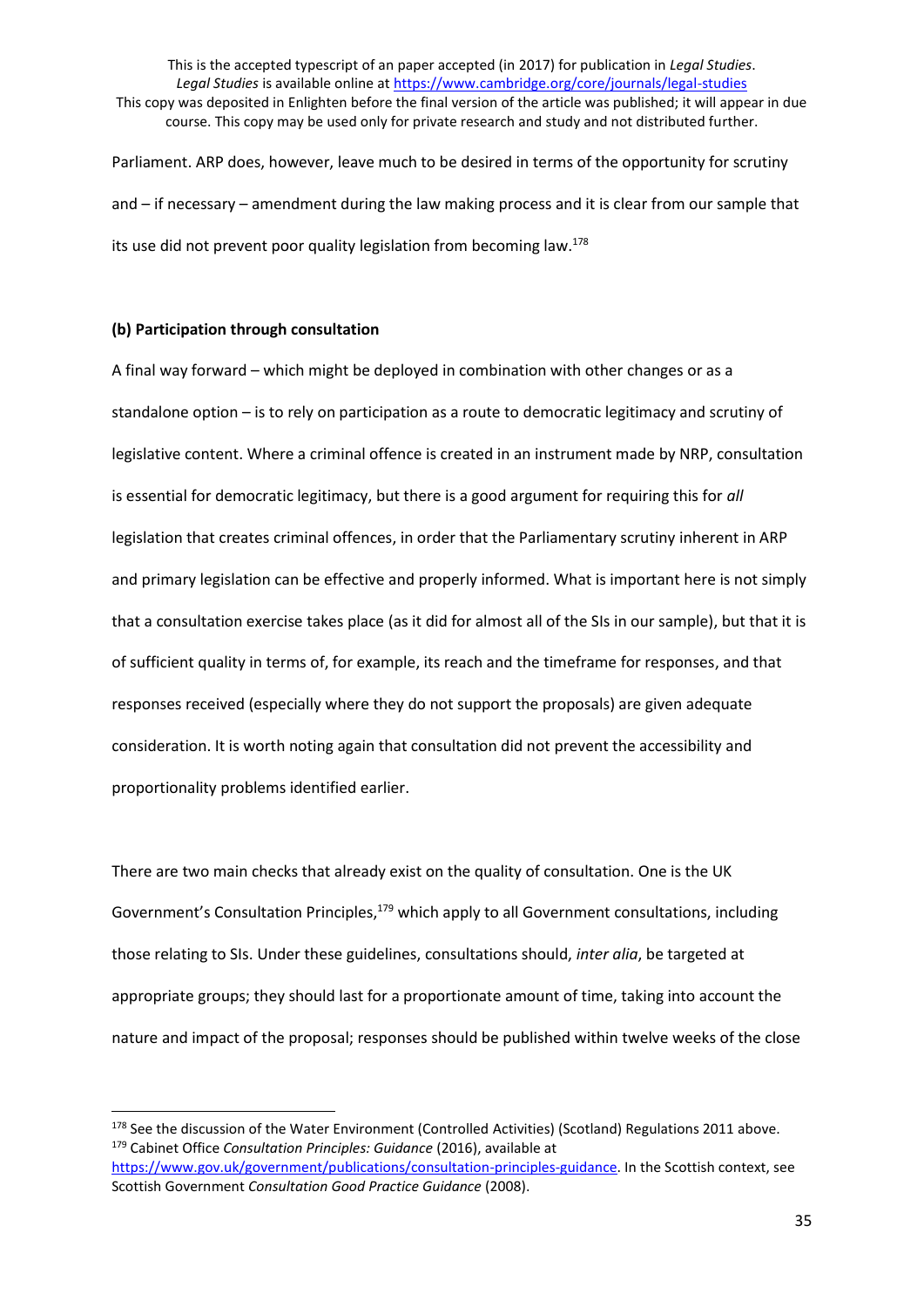Parliament. ARP does, however, leave much to be desired in terms of the opportunity for scrutiny and – if necessary – amendment during the law making process and it is clear from our sample that its use did not prevent poor quality legislation from becoming law.[178]

**(b) Participation through consultation**

A final way forward – which might be deployed in combination with other changes or as a standalone option – is to rely on participation as a route to democratic legitimacy and scrutiny of legislative content. Where a criminal offence is created in an instrument made by NRP, consultation is essential for democratic legitimacy, but there is a good argument for requiring this for *all* legislation that creates criminal offences, in order that the Parliamentary scrutiny inherent in ARP and primary legislation can be effective and properly informed. What is important here is not simply that a consultation exercise takes place (as it did for almost all of the SIs in our sample), but that it is of sufficient quality in terms of, for example, its reach and the timeframe for responses, and that responses received (especially where they do not support the proposals) are given adequate consideration. It is worth noting again that consultation did not prevent the accessibility and proportionality problems identified earlier.

There are two main checks that already exist on the quality of consultation. One is the UK Government's Consultation Principles,[179] which apply to all Government consultations, including those relating to SIs. Under these guidelines, consultations should, *inter alia*, be targeted at appropriate groups; they should last for a proportionate amount of time, taking into account the nature and impact of the proposal; responses should be published within twelve weeks of the close

---

[178] See the discussion of the Water Environment (Controlled Activities) (Scotland) Regulations 2011 above.

[179] Cabinet Office *Consultation Principles: Guidance* (2016), available at https://www.gov.uk/government/publications/consultation-principles-guidance. In the Scottish context, see Scottish Government *Consultation Good Practice Guidance* (2008).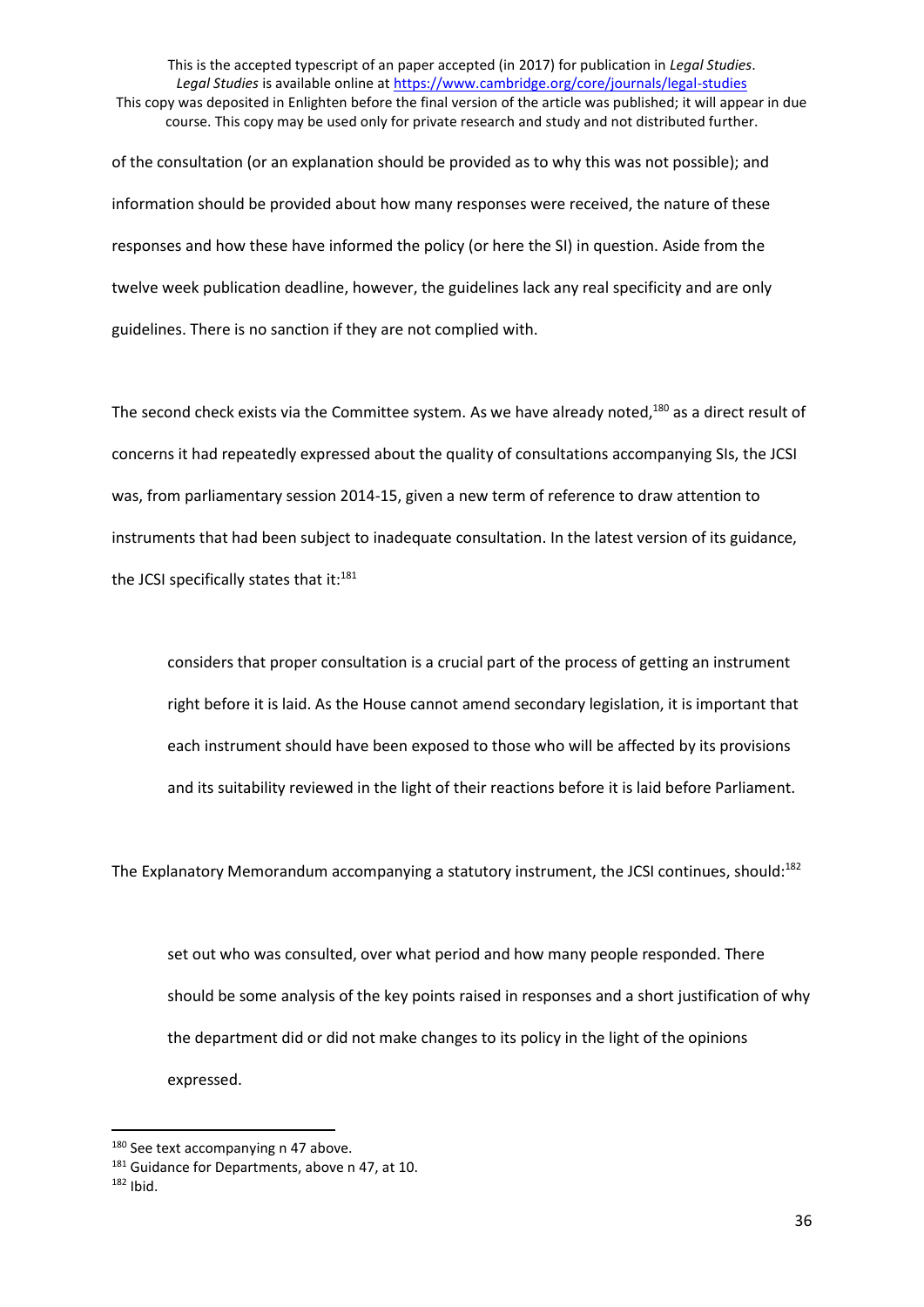of the consultation (or an explanation should be provided as to why this was not possible); and information should be provided about how many responses were received, the nature of these responses and how these have informed the policy (or here the SI) in question. Aside from the twelve week publication deadline, however, the guidelines lack any real specificity and are only guidelines. There is no sanction if they are not complied with.

The second check exists via the Committee system. As we have already noted,[180] as a direct result of concerns it had repeatedly expressed about the quality of consultations accompanying SIs, the JCSI was, from parliamentary session 2014-15, given a new term of reference to draw attention to instruments that had been subject to inadequate consultation. In the latest version of its guidance, the JCSI specifically states that it:[181]

> considers that proper consultation is a crucial part of the process of getting an instrument right before it is laid. As the House cannot amend secondary legislation, it is important that each instrument should have been exposed to those who will be affected by its provisions and its suitability reviewed in the light of their reactions before it is laid before Parliament.

The Explanatory Memorandum accompanying a statutory instrument, the JCSI continues, should:[182]

> set out who was consulted, over what period and how many people responded. There should be some analysis of the key points raised in responses and a short justification of why the department did or did not make changes to its policy in the light of the opinions expressed.

---

[180] See text accompanying n 47 above.

[181] Guidance for Departments, above n 47, at 10.

[182] Ibid.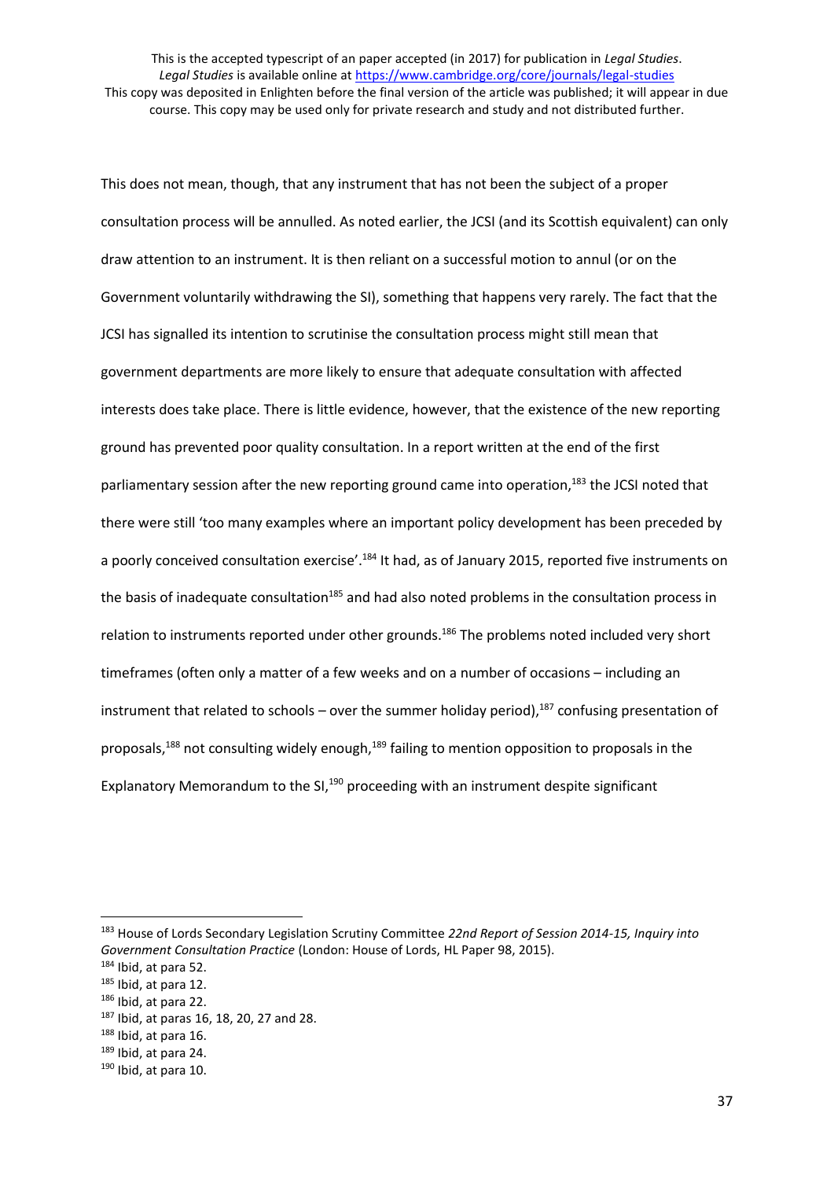This does not mean, though, that any instrument that has not been the subject of a proper consultation process will be annulled. As noted earlier, the JCSI (and its Scottish equivalent) can only draw attention to an instrument. It is then reliant on a successful motion to annul (or on the Government voluntarily withdrawing the SI), something that happens very rarely. The fact that the JCSI has signalled its intention to scrutinise the consultation process might still mean that government departments are more likely to ensure that adequate consultation with affected interests does take place. There is little evidence, however, that the existence of the new reporting ground has prevented poor quality consultation. In a report written at the end of the first parliamentary session after the new reporting ground came into operation,[183] the JCSI noted that there were still 'too many examples where an important policy development has been preceded by a poorly conceived consultation exercise'.[184] It had, as of January 2015, reported five instruments on the basis of inadequate consultation[185] and had also noted problems in the consultation process in relation to instruments reported under other grounds.[186] The problems noted included very short timeframes (often only a matter of a few weeks and on a number of occasions – including an instrument that related to schools – over the summer holiday period),[187] confusing presentation of proposals,[188] not consulting widely enough,[189] failing to mention opposition to proposals in the Explanatory Memorandum to the SI,[190] proceeding with an instrument despite significant

---

[183] House of Lords Secondary Legislation Scrutiny Committee *22nd Report of Session 2014-15, Inquiry into Government Consultation Practice* (London: House of Lords, HL Paper 98, 2015).

[184] Ibid, at para 52.

[185] Ibid, at para 12.

[186] Ibid, at para 22.

[187] Ibid, at paras 16, 18, 20, 27 and 28.

[188] Ibid, at para 16.

[189] Ibid, at para 24.

[190] Ibid, at para 10.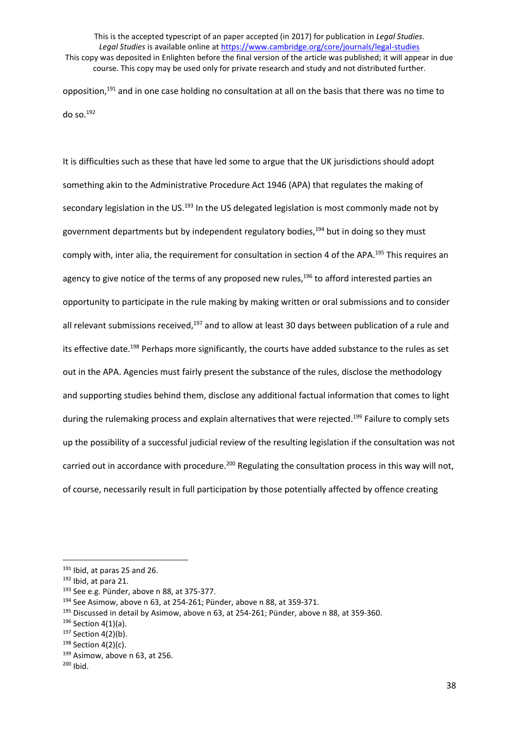opposition,[191] and in one case holding no consultation at all on the basis that there was no time to do so.[192]

It is difficulties such as these that have led some to argue that the UK jurisdictions should adopt something akin to the Administrative Procedure Act 1946 (APA) that regulates the making of secondary legislation in the US.[193] In the US delegated legislation is most commonly made not by government departments but by independent regulatory bodies,[194] but in doing so they must comply with, inter alia, the requirement for consultation in section 4 of the APA.[195] This requires an agency to give notice of the terms of any proposed new rules,[196] to afford interested parties an opportunity to participate in the rule making by making written or oral submissions and to consider all relevant submissions received,[197] and to allow at least 30 days between publication of a rule and its effective date.[198] Perhaps more significantly, the courts have added substance to the rules as set out in the APA. Agencies must fairly present the substance of the rules, disclose the methodology and supporting studies behind them, disclose any additional factual information that comes to light during the rulemaking process and explain alternatives that were rejected.[199] Failure to comply sets up the possibility of a successful judicial review of the resulting legislation if the consultation was not carried out in accordance with procedure.[200] Regulating the consultation process in this way will not, of course, necessarily result in full participation by those potentially affected by offence creating

---

[191] Ibid, at paras 25 and 26.

[192] Ibid, at para 21.

[193] See e.g. Pünder, above n 88, at 375-377.

[194] See Asimow, above n 63, at 254-261; Pünder, above n 88, at 359-371.

[195] Discussed in detail by Asimow, above n 63, at 254-261; Pünder, above n 88, at 359-360.

[196] Section 4(1)(a).

[197] Section 4(2)(b).

[198] Section 4(2)(c).

[199] Asimow, above n 63, at 256.

[200] Ibid.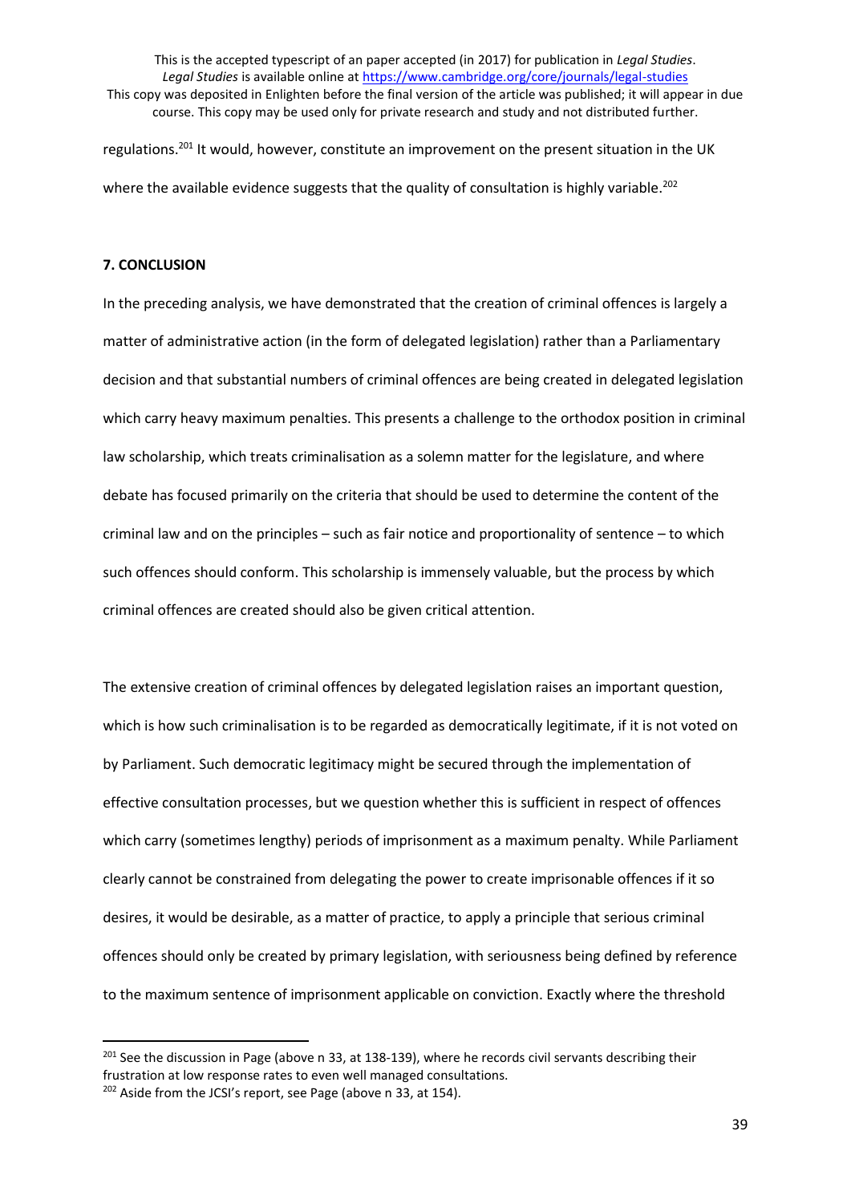regulations.[201] It would, however, constitute an improvement on the present situation in the UK where the available evidence suggests that the quality of consultation is highly variable.[202]

## 7. CONCLUSION

In the preceding analysis, we have demonstrated that the creation of criminal offences is largely a matter of administrative action (in the form of delegated legislation) rather than a Parliamentary decision and that substantial numbers of criminal offences are being created in delegated legislation which carry heavy maximum penalties. This presents a challenge to the orthodox position in criminal law scholarship, which treats criminalisation as a solemn matter for the legislature, and where debate has focused primarily on the criteria that should be used to determine the content of the criminal law and on the principles – such as fair notice and proportionality of sentence – to which such offences should conform. This scholarship is immensely valuable, but the process by which criminal offences are created should also be given critical attention.

The extensive creation of criminal offences by delegated legislation raises an important question, which is how such criminalisation is to be regarded as democratically legitimate, if it is not voted on by Parliament. Such democratic legitimacy might be secured through the implementation of effective consultation processes, but we question whether this is sufficient in respect of offences which carry (sometimes lengthy) periods of imprisonment as a maximum penalty. While Parliament clearly cannot be constrained from delegating the power to create imprisonable offences if it so desires, it would be desirable, as a matter of practice, to apply a principle that serious criminal offences should only be created by primary legislation, with seriousness being defined by reference to the maximum sentence of imprisonment applicable on conviction. Exactly where the threshold

[201] See the discussion in Page (above n 33, at 138-139), where he records civil servants describing their frustration at low response rates to even well managed consultations.

[202] Aside from the JCSI's report, see Page (above n 33, at 154).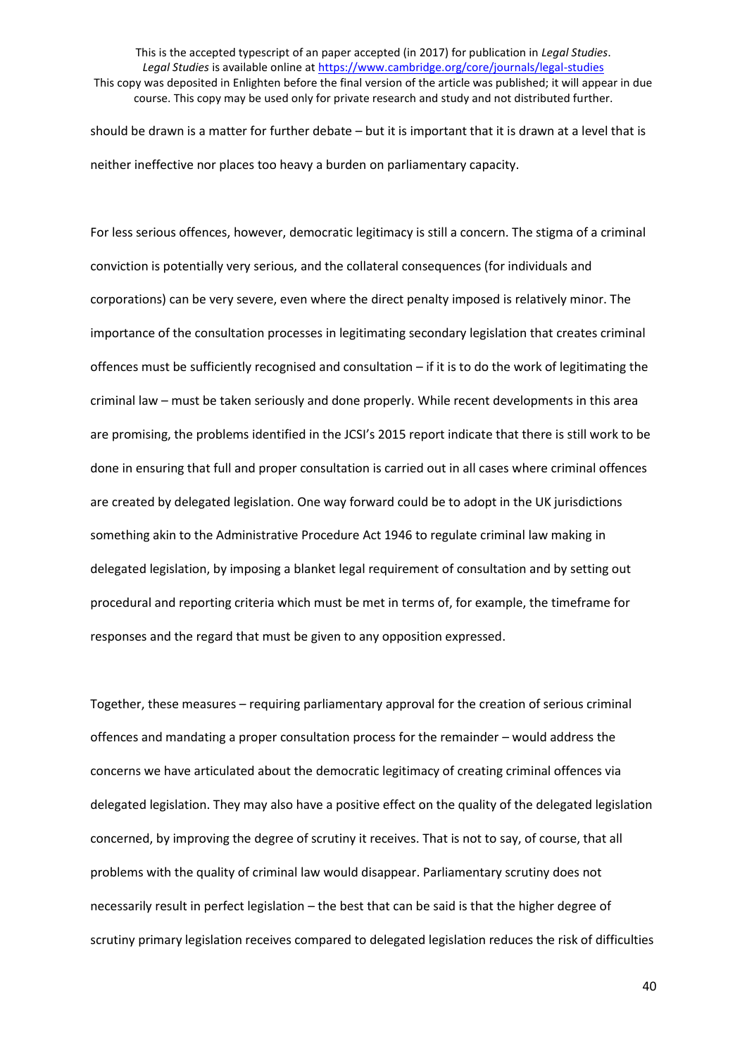should be drawn is a matter for further debate – but it is important that it is drawn at a level that is neither ineffective nor places too heavy a burden on parliamentary capacity.

For less serious offences, however, democratic legitimacy is still a concern. The stigma of a criminal conviction is potentially very serious, and the collateral consequences (for individuals and corporations) can be very severe, even where the direct penalty imposed is relatively minor. The importance of the consultation processes in legitimating secondary legislation that creates criminal offences must be sufficiently recognised and consultation – if it is to do the work of legitimating the criminal law – must be taken seriously and done properly. While recent developments in this area are promising, the problems identified in the JCSI's 2015 report indicate that there is still work to be done in ensuring that full and proper consultation is carried out in all cases where criminal offences are created by delegated legislation. One way forward could be to adopt in the UK jurisdictions something akin to the Administrative Procedure Act 1946 to regulate criminal law making in delegated legislation, by imposing a blanket legal requirement of consultation and by setting out procedural and reporting criteria which must be met in terms of, for example, the timeframe for responses and the regard that must be given to any opposition expressed.

Together, these measures – requiring parliamentary approval for the creation of serious criminal offences and mandating a proper consultation process for the remainder – would address the concerns we have articulated about the democratic legitimacy of creating criminal offences via delegated legislation. They may also have a positive effect on the quality of the delegated legislation concerned, by improving the degree of scrutiny it receives. That is not to say, of course, that all problems with the quality of criminal law would disappear. Parliamentary scrutiny does not necessarily result in perfect legislation – the best that can be said is that the higher degree of scrutiny primary legislation receives compared to delegated legislation reduces the risk of difficulties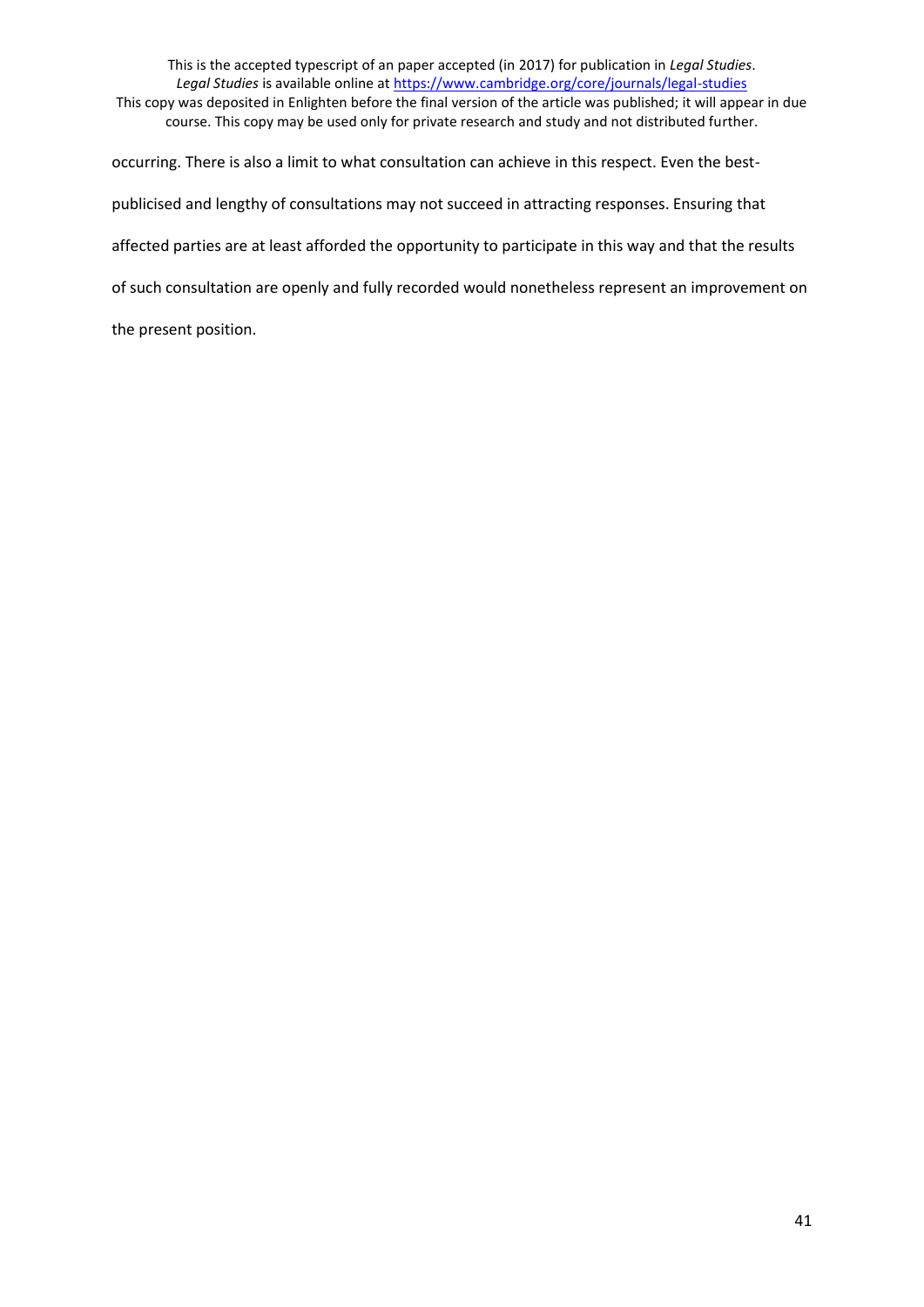occurring. There is also a limit to what consultation can achieve in this respect. Even the best-publicised and lengthy of consultations may not succeed in attracting responses. Ensuring that affected parties are at least afforded the opportunity to participate in this way and that the results of such consultation are openly and fully recorded would nonetheless represent an improvement on the present position.